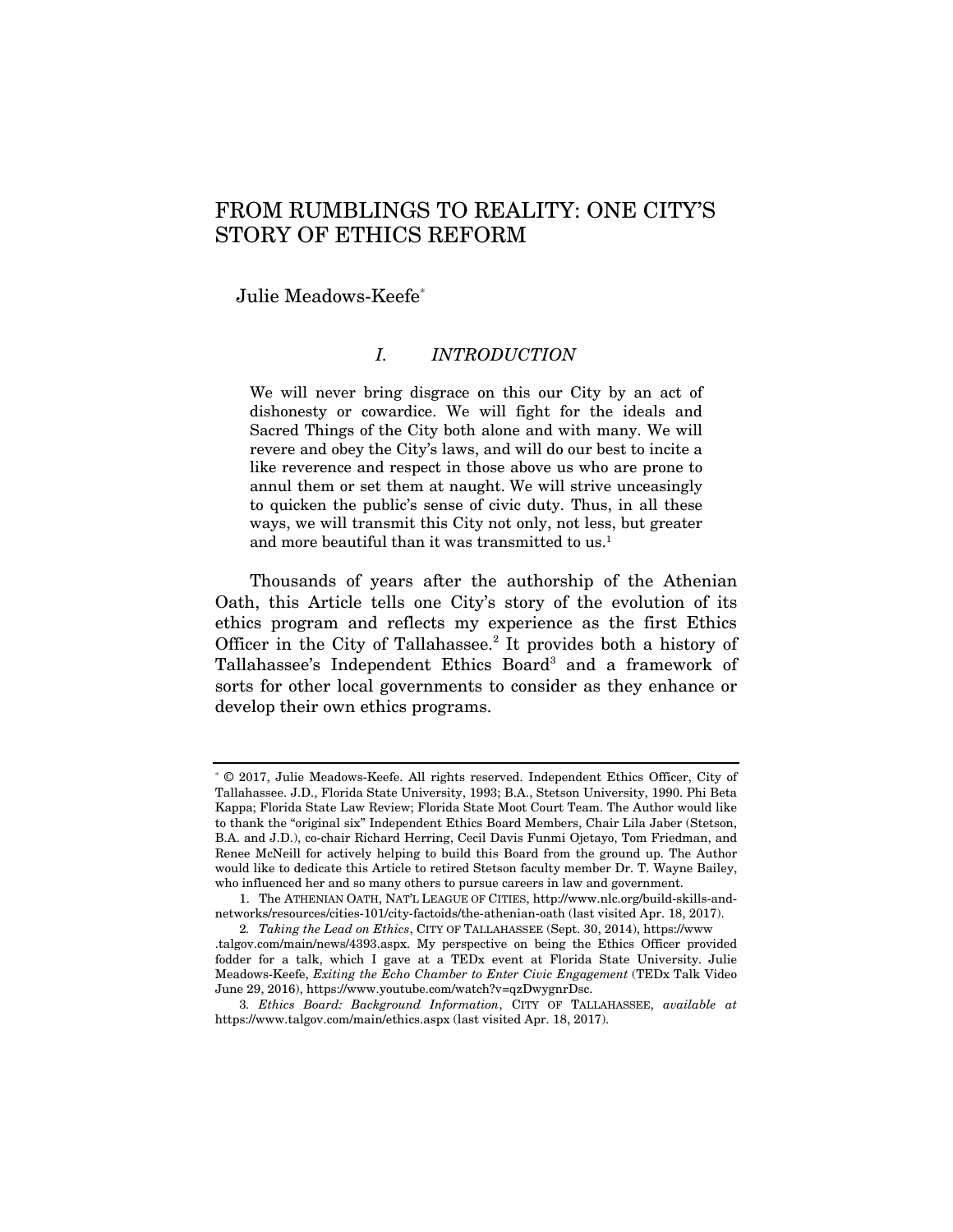# FROM RUMBLINGS TO REALITY: ONE CITY'S STORY OF ETHICS REFORM

Julie Meadows-Keefe[*]

## *I. INTRODUCTION*

> We will never bring disgrace on this our City by an act of dishonesty or cowardice. We will fight for the ideals and Sacred Things of the City both alone and with many. We will revere and obey the City's laws, and will do our best to incite a like reverence and respect in those above us who are prone to annul them or set them at naught. We will strive unceasingly to quicken the public's sense of civic duty. Thus, in all these ways, we will transmit this City not only, not less, but greater and more beautiful than it was transmitted to us.[1]

Thousands of years after the authorship of the Athenian Oath, this Article tells one City's story of the evolution of its ethics program and reflects my experience as the first Ethics Officer in the City of Tallahassee.[2] It provides both a history of Tallahassee's Independent Ethics Board[3] and a framework of sorts for other local governments to consider as they enhance or develop their own ethics programs.

---

[*] © 2017, Julie Meadows-Keefe. All rights reserved. Independent Ethics Officer, City of Tallahassee. J.D., Florida State University, 1993; B.A., Stetson University, 1990. Phi Beta Kappa; Florida State Law Review; Florida State Moot Court Team. The Author would like to thank the "original six" Independent Ethics Board Members, Chair Lila Jaber (Stetson, B.A. and J.D.), co-chair Richard Herring, Cecil Davis Funmi Ojetayo, Tom Friedman, and Renee McNeill for actively helping to build this Board from the ground up. The Author would like to dedicate this Article to retired Stetson faculty member Dr. T. Wayne Bailey, who influenced her and so many others to pursue careers in law and government.

1. The ATHENIAN OATH, NAT'L LEAGUE OF CITIES, http://www.nlc.org/build-skills-and-networks/resources/cities-101/city-factoids/the-athenian-oath (last visited Apr. 18, 2017).

2. *Taking the Lead on Ethics*, CITY OF TALLAHASSEE (Sept. 30, 2014), https://www.talgov.com/main/news/4393.aspx. My perspective on being the Ethics Officer provided fodder for a talk, which I gave at a TEDx event at Florida State University. Julie Meadows-Keefe, *Exiting the Echo Chamber to Enter Civic Engagement* (TEDx Talk Video June 29, 2016), https://www.youtube.com/watch?v=qzDwygnrDsc.

3. *Ethics Board: Background Information*, CITY OF TALLAHASSEE, *available at* https://www.talgov.com/main/ethics.aspx (last visited Apr. 18, 2017).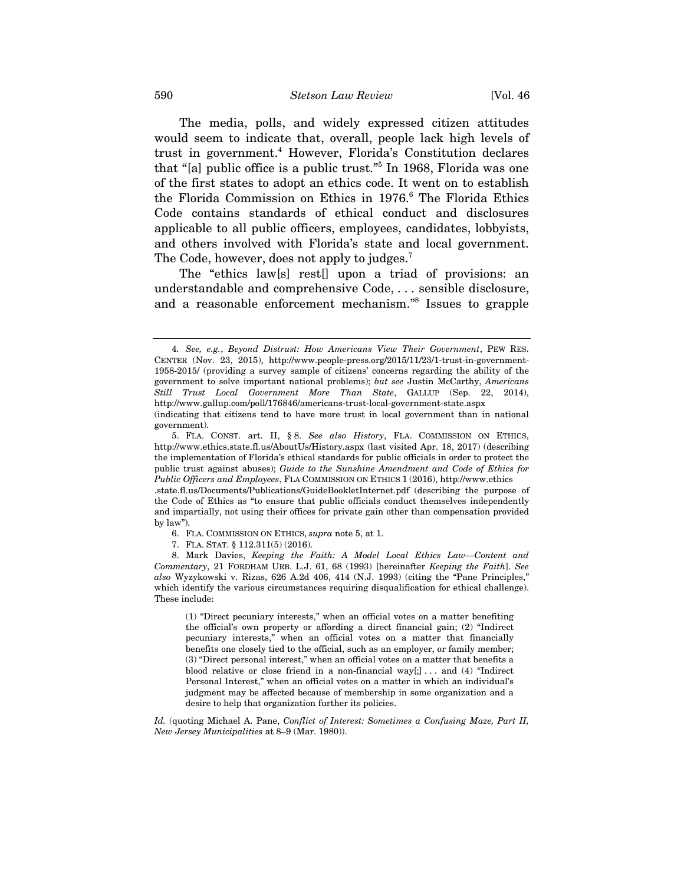The media, polls, and widely expressed citizen attitudes would seem to indicate that, overall, people lack high levels of trust in government.[4] However, Florida's Constitution declares that "[a] public office is a public trust."[5] In 1968, Florida was one of the first states to adopt an ethics code. It went on to establish the Florida Commission on Ethics in 1976.[6] The Florida Ethics Code contains standards of ethical conduct and disclosures applicable to all public officers, employees, candidates, lobbyists, and others involved with Florida's state and local government. The Code, however, does not apply to judges.[7]

The "ethics law[s] rest[] upon a triad of provisions: an understandable and comprehensive Code, . . . sensible disclosure, and a reasonable enforcement mechanism."[8] Issues to grapple

---

4. *See, e.g.*, *Beyond Distrust: How Americans View Their Government*, PEW RES. CENTER (Nov. 23, 2015), http://www.people-press.org/2015/11/23/1-trust-in-government-1958-2015/ (providing a survey sample of citizens' concerns regarding the ability of the government to solve important national problems); *but see* Justin McCarthy, *Americans Still Trust Local Government More Than State*, GALLUP (Sep. 22, 2014), http://www.gallup.com/poll/176846/americans-trust-local-government-state.aspx (indicating that citizens tend to have more trust in local government than in national government).

5. FLA. CONST. art. II, § 8. *See also History*, FLA. COMMISSION ON ETHICS, http://www.ethics.state.fl.us/AboutUs/History.aspx (last visited Apr. 18, 2017) (describing the implementation of Florida's ethical standards for public officials in order to protect the public trust against abuses); *Guide to the Sunshine Amendment and Code of Ethics for Public Officers and Employees*, FLA COMMISSION ON ETHICS 1 (2016), http://www.ethics.state.fl.us/Documents/Publications/GuideBookletInternet.pdf (describing the purpose of the Code of Ethics as "to ensure that public officials conduct themselves independently and impartially, not using their offices for private gain other than compensation provided by law").

6. FLA. COMMISSION ON ETHICS, *supra* note 5, at 1.

7. FLA. STAT. § 112.311(5) (2016).

8. Mark Davies, *Keeping the Faith: A Model Local Ethics Law—Content and Commentary*, 21 FORDHAM URB. L.J. 61, 68 (1993) [hereinafter *Keeping the Faith*]. *See also* Wyzykowski v. Rizas, 626 A.2d 406, 414 (N.J. 1993) (citing the "Pane Principles," which identify the various circumstances requiring disqualification for ethical challenge). These include:

> (1) "Direct pecuniary interests," when an official votes on a matter benefiting the official's own property or affording a direct financial gain; (2) "Indirect pecuniary interests," when an official votes on a matter that financially benefits one closely tied to the official, such as an employer, or family member; (3) "Direct personal interest," when an official votes on a matter that benefits a blood relative or close friend in a non-financial way[;] . . . and (4) "Indirect Personal Interest," when an official votes on a matter in which an individual's judgment may be affected because of membership in some organization and a desire to help that organization further its policies.

*Id.* (quoting Michael A. Pane, *Conflict of Interest: Sometimes a Confusing Maze, Part II, New Jersey Municipalities* at 8–9 (Mar. 1980)).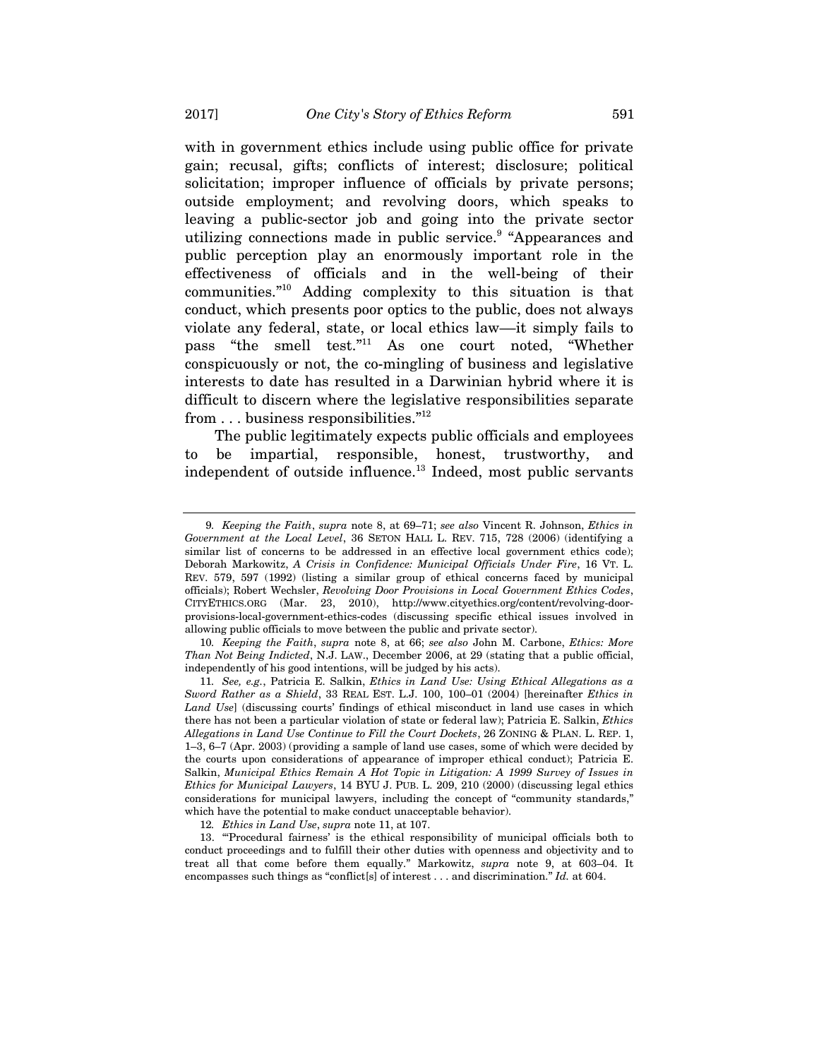with in government ethics include using public office for private gain; recusal, gifts; conflicts of interest; disclosure; political solicitation; improper influence of officials by private persons; outside employment; and revolving doors, which speaks to leaving a public-sector job and going into the private sector utilizing connections made in public service.[9] "Appearances and public perception play an enormously important role in the effectiveness of officials and in the well-being of their communities."[10] Adding complexity to this situation is that conduct, which presents poor optics to the public, does not always violate any federal, state, or local ethics law—it simply fails to pass "the smell test."[11] As one court noted, "Whether conspicuously or not, the co-mingling of business and legislative interests to date has resulted in a Darwinian hybrid where it is difficult to discern where the legislative responsibilities separate from . . . business responsibilities."[12]

The public legitimately expects public officials and employees to be impartial, responsible, honest, trustworthy, and independent of outside influence.[13] Indeed, most public servants

---

9. *Keeping the Faith*, *supra* note 8, at 69–71; *see also* Vincent R. Johnson, *Ethics in Government at the Local Level*, 36 SETON HALL L. REV. 715, 728 (2006) (identifying a similar list of concerns to be addressed in an effective local government ethics code); Deborah Markowitz, *A Crisis in Confidence: Municipal Officials Under Fire*, 16 VT. L. REV. 579, 597 (1992) (listing a similar group of ethical concerns faced by municipal officials); Robert Wechsler, *Revolving Door Provisions in Local Government Ethics Codes*, CITYETHICS.ORG (Mar. 23, 2010), http://www.cityethics.org/content/revolving-door-provisions-local-government-ethics-codes (discussing specific ethical issues involved in allowing public officials to move between the public and private sector).

10. *Keeping the Faith*, *supra* note 8, at 66; *see also* John M. Carbone, *Ethics: More Than Not Being Indicted*, N.J. LAW., December 2006, at 29 (stating that a public official, independently of his good intentions, will be judged by his acts).

11. *See, e.g.*, Patricia E. Salkin, *Ethics in Land Use: Using Ethical Allegations as a Sword Rather as a Shield*, 33 REAL EST. L.J. 100, 100–01 (2004) [hereinafter *Ethics in Land Use*] (discussing courts' findings of ethical misconduct in land use cases in which there has not been a particular violation of state or federal law); Patricia E. Salkin, *Ethics Allegations in Land Use Continue to Fill the Court Dockets*, 26 ZONING & PLAN. L. REP. 1, 1–3, 6–7 (Apr. 2003) (providing a sample of land use cases, some of which were decided by the courts upon considerations of appearance of improper ethical conduct); Patricia E. Salkin, *Municipal Ethics Remain A Hot Topic in Litigation: A 1999 Survey of Issues in Ethics for Municipal Lawyers*, 14 BYU J. PUB. L. 209, 210 (2000) (discussing legal ethics considerations for municipal lawyers, including the concept of "community standards," which have the potential to make conduct unacceptable behavior).

12. *Ethics in Land Use*, *supra* note 11, at 107.

13. "'Procedural fairness' is the ethical responsibility of municipal officials both to conduct proceedings and to fulfill their other duties with openness and objectivity and to treat all that come before them equally." Markowitz, *supra* note 9, at 603–04. It encompasses such things as "conflict[s] of interest . . . and discrimination." *Id.* at 604.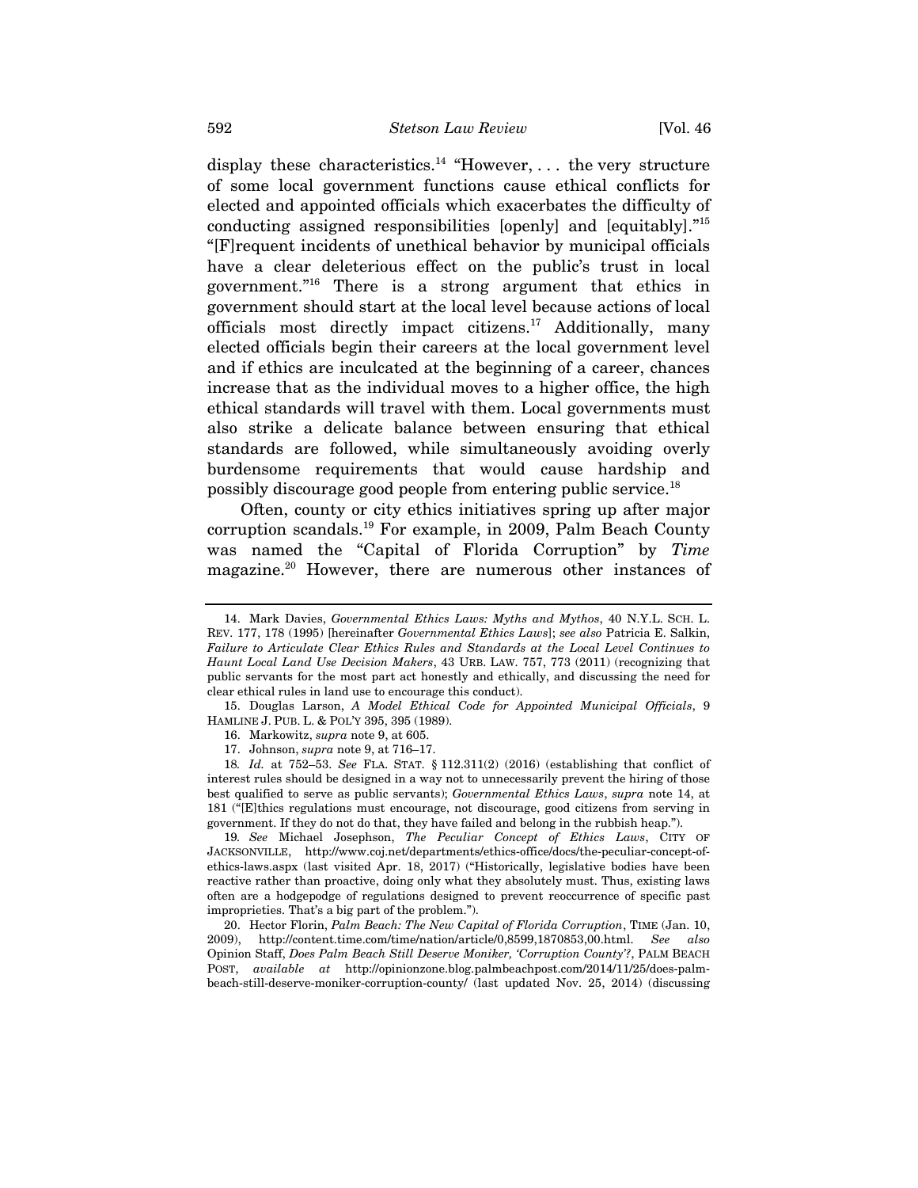display these characteristics.[14] "However, . . . the very structure of some local government functions cause ethical conflicts for elected and appointed officials which exacerbates the difficulty of conducting assigned responsibilities [openly] and [equitably]."[15] "[F]requent incidents of unethical behavior by municipal officials have a clear deleterious effect on the public's trust in local government."[16] There is a strong argument that ethics in government should start at the local level because actions of local officials most directly impact citizens.[17] Additionally, many elected officials begin their careers at the local government level and if ethics are inculcated at the beginning of a career, chances increase that as the individual moves to a higher office, the high ethical standards will travel with them. Local governments must also strike a delicate balance between ensuring that ethical standards are followed, while simultaneously avoiding overly burdensome requirements that would cause hardship and possibly discourage good people from entering public service.[18]

Often, county or city ethics initiatives spring up after major corruption scandals.[19] For example, in 2009, Palm Beach County was named the "Capital of Florida Corruption" by *Time* magazine.[20] However, there are numerous other instances of

---

14. Mark Davies, *Governmental Ethics Laws: Myths and Mythos*, 40 N.Y.L. SCH. L. REV. 177, 178 (1995) [hereinafter *Governmental Ethics Laws*]; *see also* Patricia E. Salkin, *Failure to Articulate Clear Ethics Rules and Standards at the Local Level Continues to Haunt Local Land Use Decision Makers*, 43 URB. LAW. 757, 773 (2011) (recognizing that public servants for the most part act honestly and ethically, and discussing the need for clear ethical rules in land use to encourage this conduct).

15. Douglas Larson, *A Model Ethical Code for Appointed Municipal Officials*, 9 HAMLINE J. PUB. L. & POL'Y 395, 395 (1989).

16. Markowitz, *supra* note 9, at 605.

17. Johnson, *supra* note 9, at 716–17.

18. *Id.* at 752–53. *See* FLA. STAT. § 112.311(2) (2016) (establishing that conflict of interest rules should be designed in a way not to unnecessarily prevent the hiring of those best qualified to serve as public servants); *Governmental Ethics Laws*, *supra* note 14, at 181 ("[E]thics regulations must encourage, not discourage, good citizens from serving in government. If they do not do that, they have failed and belong in the rubbish heap.").

19. *See* Michael Josephson, *The Peculiar Concept of Ethics Laws*, CITY OF JACKSONVILLE, http://www.coj.net/departments/ethics-office/docs/the-peculiar-concept-of-ethics-laws.aspx (last visited Apr. 18, 2017) ("Historically, legislative bodies have been reactive rather than proactive, doing only what they absolutely must. Thus, existing laws often are a hodgepodge of regulations designed to prevent reoccurrence of specific past improprieties. That's a big part of the problem.").

20. Hector Florin, *Palm Beach: The New Capital of Florida Corruption*, TIME (Jan. 10, 2009), http://content.time.com/time/nation/article/0,8599,1870853,00.html. *See also* Opinion Staff, *Does Palm Beach Still Deserve Moniker, 'Corruption County'?*, PALM BEACH POST, *available at* http://opinionzone.blog.palmbeachpost.com/2014/11/25/does-palm-beach-still-deserve-moniker-corruption-county/ (last updated Nov. 25, 2014) (discussing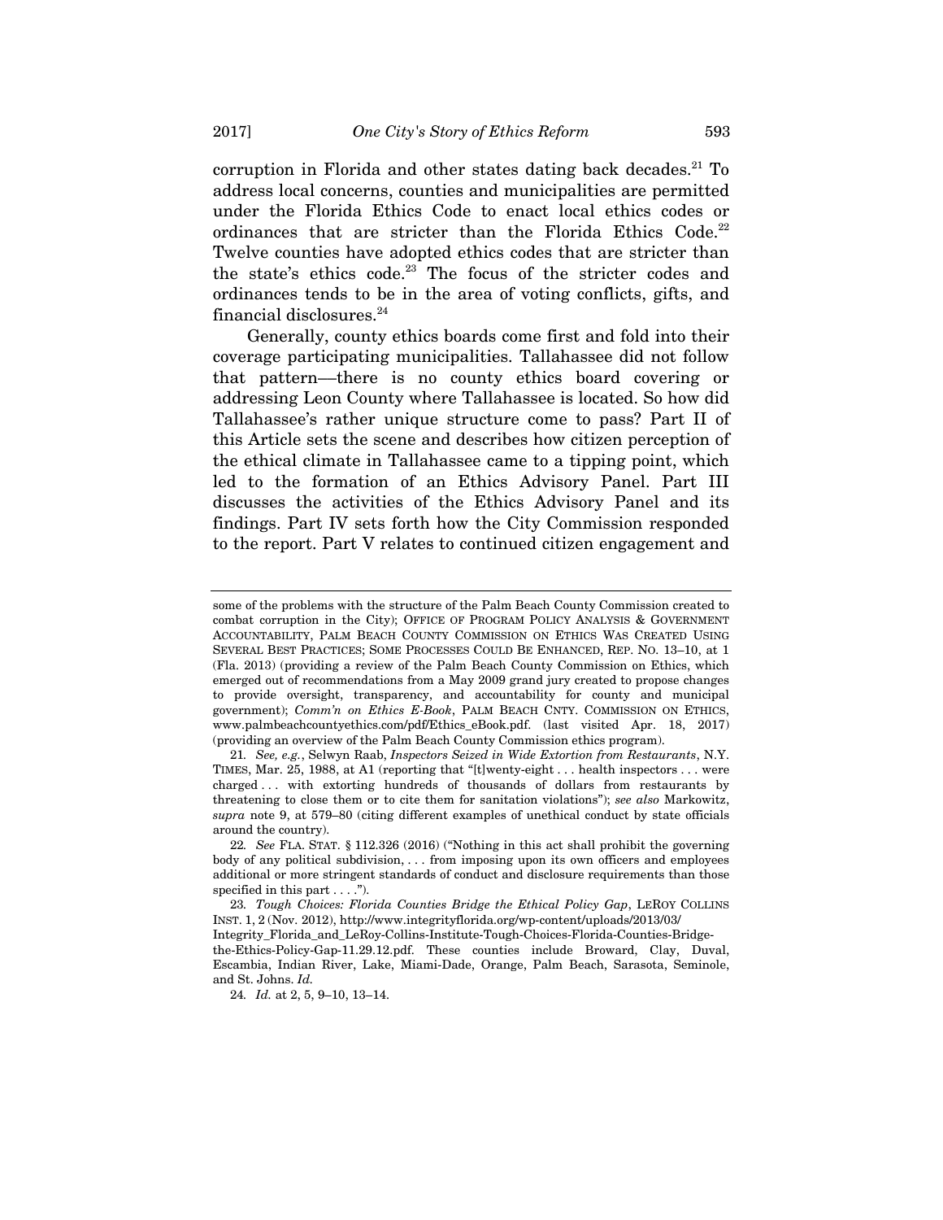corruption in Florida and other states dating back decades.[21] To address local concerns, counties and municipalities are permitted under the Florida Ethics Code to enact local ethics codes or ordinances that are stricter than the Florida Ethics Code.[22] Twelve counties have adopted ethics codes that are stricter than the state's ethics code.[23] The focus of the stricter codes and ordinances tends to be in the area of voting conflicts, gifts, and financial disclosures.[24]

Generally, county ethics boards come first and fold into their coverage participating municipalities. Tallahassee did not follow that pattern—there is no county ethics board covering or addressing Leon County where Tallahassee is located. So how did Tallahassee's rather unique structure come to pass? Part II of this Article sets the scene and describes how citizen perception of the ethical climate in Tallahassee came to a tipping point, which led to the formation of an Ethics Advisory Panel. Part III discusses the activities of the Ethics Advisory Panel and its findings. Part IV sets forth how the City Commission responded to the report. Part V relates to continued citizen engagement and

---

some of the problems with the structure of the Palm Beach County Commission created to combat corruption in the City); OFFICE OF PROGRAM POLICY ANALYSIS & GOVERNMENT ACCOUNTABILITY, PALM BEACH COUNTY COMMISSION ON ETHICS WAS CREATED USING SEVERAL BEST PRACTICES; SOME PROCESSES COULD BE ENHANCED, REP. NO. 13–10, at 1 (Fla. 2013) (providing a review of the Palm Beach County Commission on Ethics, which emerged out of recommendations from a May 2009 grand jury created to propose changes to provide oversight, transparency, and accountability for county and municipal government); *Comm'n on Ethics E-Book*, PALM BEACH CNTY. COMMISSION ON ETHICS, www.palmbeachcountyethics.com/pdf/Ethics_eBook.pdf. (last visited Apr. 18, 2017) (providing an overview of the Palm Beach County Commission ethics program).

21. *See, e.g.*, Selwyn Raab, *Inspectors Seized in Wide Extortion from Restaurants*, N.Y. TIMES, Mar. 25, 1988, at A1 (reporting that "[t]wenty-eight . . . health inspectors . . . were charged . . . with extorting hundreds of thousands of dollars from restaurants by threatening to close them or to cite them for sanitation violations"); *see also* Markowitz, *supra* note 9, at 579–80 (citing different examples of unethical conduct by state officials around the country).

22. *See* FLA. STAT. § 112.326 (2016) ("Nothing in this act shall prohibit the governing body of any political subdivision, . . . from imposing upon its own officers and employees additional or more stringent standards of conduct and disclosure requirements than those specified in this part . . . .").

23. *Tough Choices: Florida Counties Bridge the Ethical Policy Gap*, LEROY COLLINS INST. 1, 2 (Nov. 2012), http://www.integrityflorida.org/wp-content/uploads/2013/03/Integrity_Florida_and_LeRoy-Collins-Institute-Tough-Choices-Florida-Counties-Bridge-the-Ethics-Policy-Gap-11.29.12.pdf. These counties include Broward, Clay, Duval, Escambia, Indian River, Lake, Miami-Dade, Orange, Palm Beach, Sarasota, Seminole, and St. Johns. *Id.*

24. *Id.* at 2, 5, 9–10, 13–14.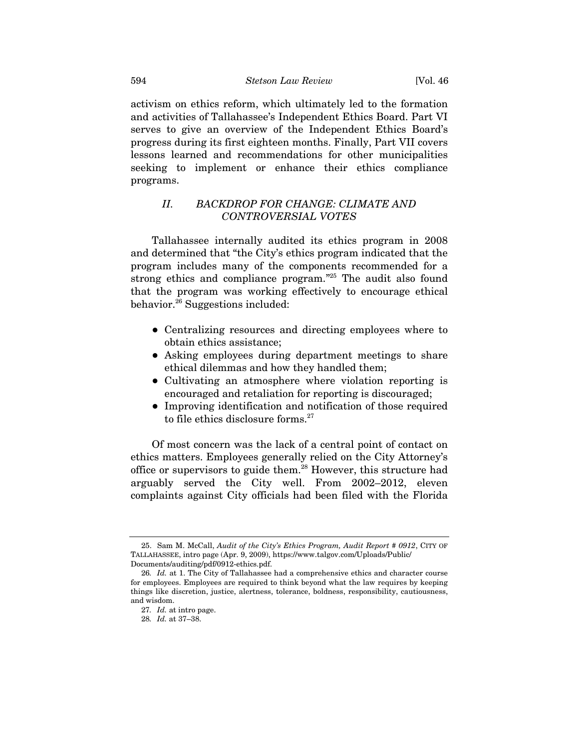activism on ethics reform, which ultimately led to the formation and activities of Tallahassee's Independent Ethics Board. Part VI serves to give an overview of the Independent Ethics Board's progress during its first eighteen months. Finally, Part VII covers lessons learned and recommendations for other municipalities seeking to implement or enhance their ethics compliance programs.

## *II. BACKDROP FOR CHANGE: CLIMATE AND CONTROVERSIAL VOTES*

Tallahassee internally audited its ethics program in 2008 and determined that "the City's ethics program indicated that the program includes many of the components recommended for a strong ethics and compliance program."[25] The audit also found that the program was working effectively to encourage ethical behavior.[26] Suggestions included:

- Centralizing resources and directing employees where to obtain ethics assistance;
- Asking employees during department meetings to share ethical dilemmas and how they handled them;
- Cultivating an atmosphere where violation reporting is encouraged and retaliation for reporting is discouraged;
- Improving identification and notification of those required to file ethics disclosure forms.[27]

Of most concern was the lack of a central point of contact on ethics matters. Employees generally relied on the City Attorney's office or supervisors to guide them.[28] However, this structure had arguably served the City well. From 2002–2012, eleven complaints against City officials had been filed with the Florida

---

25. Sam M. McCall, *Audit of the City's Ethics Program, Audit Report # 0912*, CITY OF TALLAHASSEE, intro page (Apr. 9, 2009), https://www.talgov.com/Uploads/Public/Documents/auditing/pdf/0912-ethics.pdf.

26. *Id.* at 1. The City of Tallahassee had a comprehensive ethics and character course for employees. Employees are required to think beyond what the law requires by keeping things like discretion, justice, alertness, tolerance, boldness, responsibility, cautiousness, and wisdom.

27. *Id.* at intro page.

28. *Id.* at 37–38.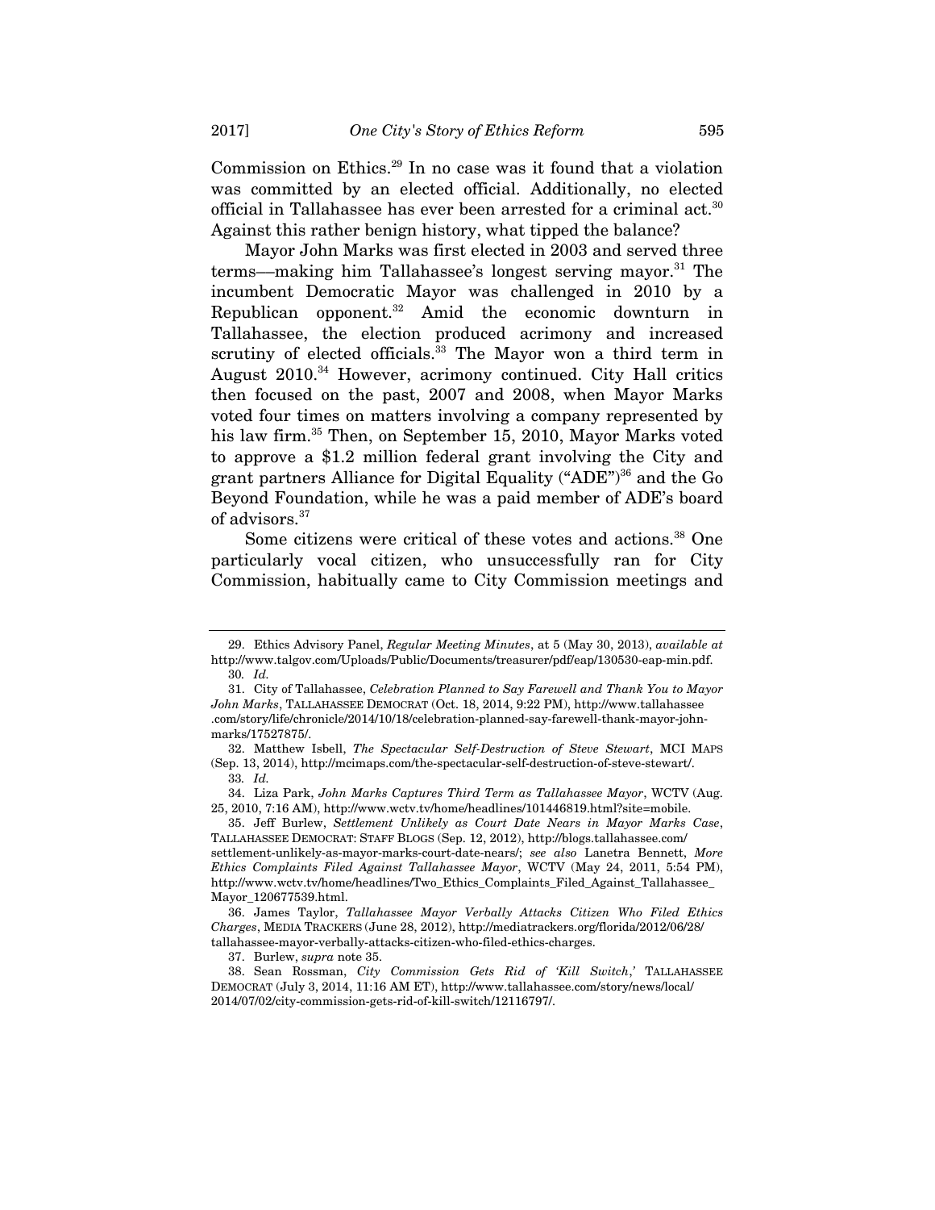Commission on Ethics.[29] In no case was it found that a violation was committed by an elected official. Additionally, no elected official in Tallahassee has ever been arrested for a criminal act.[30] Against this rather benign history, what tipped the balance?

Mayor John Marks was first elected in 2003 and served three terms—making him Tallahassee's longest serving mayor.[31] The incumbent Democratic Mayor was challenged in 2010 by a Republican opponent.[32] Amid the economic downturn in Tallahassee, the election produced acrimony and increased scrutiny of elected officials.[33] The Mayor won a third term in August 2010.[34] However, acrimony continued. City Hall critics then focused on the past, 2007 and 2008, when Mayor Marks voted four times on matters involving a company represented by his law firm.[35] Then, on September 15, 2010, Mayor Marks voted to approve a $1.2 million federal grant involving the City and grant partners Alliance for Digital Equality ("ADE")[36] and the Go Beyond Foundation, while he was a paid member of ADE's board of advisors.[37]

Some citizens were critical of these votes and actions.[38] One particularly vocal citizen, who unsuccessfully ran for City Commission, habitually came to City Commission meetings and

---

29. Ethics Advisory Panel, *Regular Meeting Minutes*, at 5 (May 30, 2013), *available at* http://www.talgov.com/Uploads/Public/Documents/treasurer/pdf/eap/130530-eap-min.pdf.

30. *Id.*

31. City of Tallahassee, *Celebration Planned to Say Farewell and Thank You to Mayor John Marks*, TALLAHASSEE DEMOCRAT (Oct. 18, 2014, 9:22 PM), http://www.tallahassee.com/story/life/chronicle/2014/10/18/celebration-planned-say-farewell-thank-mayor-john-marks/17527875/.

32. Matthew Isbell, *The Spectacular Self-Destruction of Steve Stewart*, MCI MAPS (Sep. 13, 2014), http://mcimaps.com/the-spectacular-self-destruction-of-steve-stewart/.

33. *Id.*

34. Liza Park, *John Marks Captures Third Term as Tallahassee Mayor*, WCTV (Aug. 25, 2010, 7:16 AM), http://www.wctv.tv/home/headlines/101446819.html?site=mobile.

35. Jeff Burlew, *Settlement Unlikely as Court Date Nears in Mayor Marks Case*, TALLAHASSEE DEMOCRAT: STAFF BLOGS (Sep. 12, 2012), http://blogs.tallahassee.com/settlement-unlikely-as-mayor-marks-court-date-nears/; *see also* Lanetra Bennett, *More Ethics Complaints Filed Against Tallahassee Mayor*, WCTV (May 24, 2011, 5:54 PM), http://www.wctv.tv/home/headlines/Two_Ethics_Complaints_Filed_Against_Tallahassee_Mayor_120677539.html.

36. James Taylor, *Tallahassee Mayor Verbally Attacks Citizen Who Filed Ethics Charges*, MEDIA TRACKERS (June 28, 2012), http://mediatrackers.org/florida/2012/06/28/tallahassee-mayor-verbally-attacks-citizen-who-filed-ethics-charges.

37. Burlew, *supra* note 35.

38. Sean Rossman, *City Commission Gets Rid of 'Kill Switch*,' TALLAHASSEE DEMOCRAT (July 3, 2014, 11:16 AM ET), http://www.tallahassee.com/story/news/local/2014/07/02/city-commission-gets-rid-of-kill-switch/12116797/.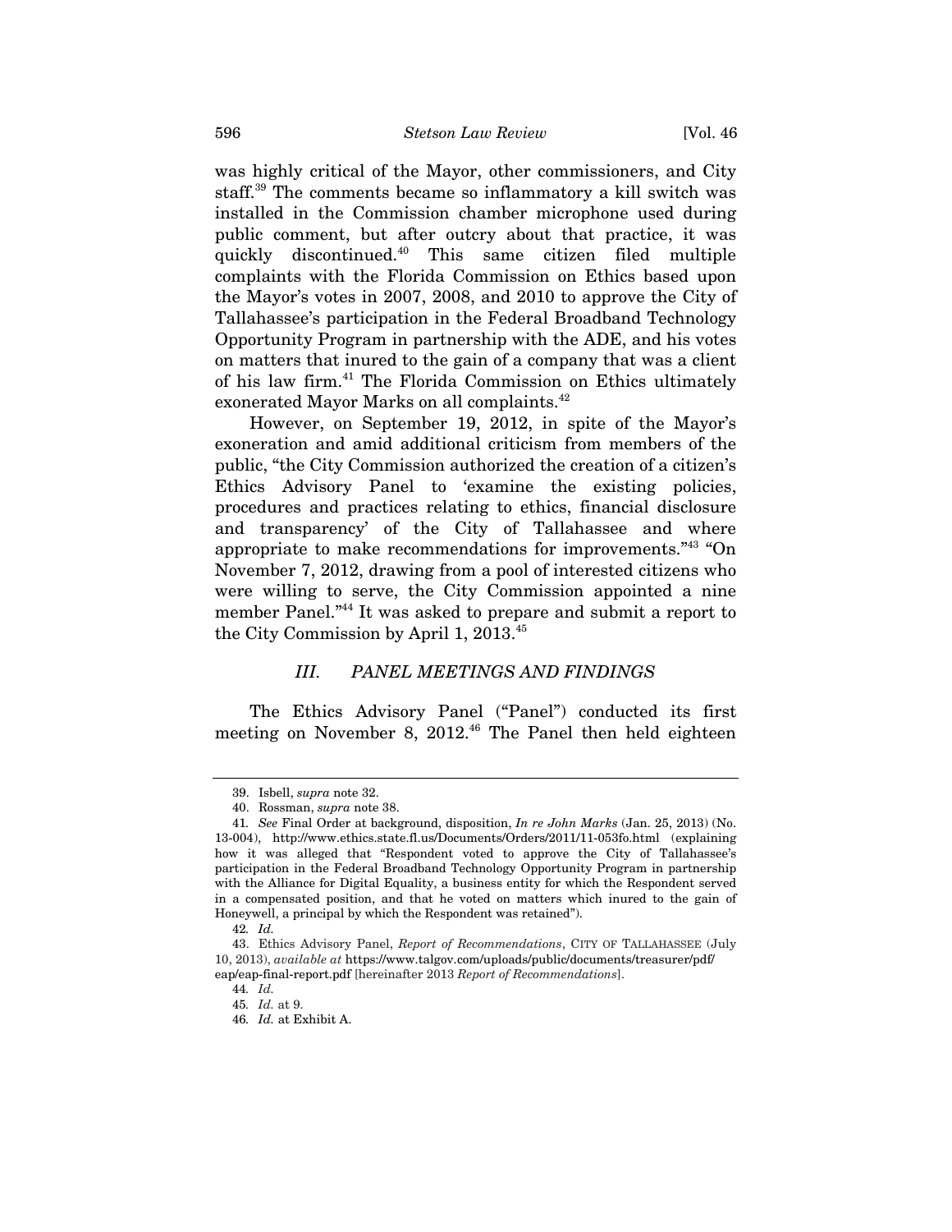was highly critical of the Mayor, other commissioners, and City staff.[39] The comments became so inflammatory a kill switch was installed in the Commission chamber microphone used during public comment, but after outcry about that practice, it was quickly discontinued.[40] This same citizen filed multiple complaints with the Florida Commission on Ethics based upon the Mayor's votes in 2007, 2008, and 2010 to approve the City of Tallahassee's participation in the Federal Broadband Technology Opportunity Program in partnership with the ADE, and his votes on matters that inured to the gain of a company that was a client of his law firm.[41] The Florida Commission on Ethics ultimately exonerated Mayor Marks on all complaints.[42]

However, on September 19, 2012, in spite of the Mayor's exoneration and amid additional criticism from members of the public, "the City Commission authorized the creation of a citizen's Ethics Advisory Panel to 'examine the existing policies, procedures and practices relating to ethics, financial disclosure and transparency' of the City of Tallahassee and where appropriate to make recommendations for improvements."[43] "On November 7, 2012, drawing from a pool of interested citizens who were willing to serve, the City Commission appointed a nine member Panel."[44] It was asked to prepare and submit a report to the City Commission by April 1, 2013.[45]

## *III. PANEL MEETINGS AND FINDINGS*

The Ethics Advisory Panel ("Panel") conducted its first meeting on November 8, 2012.[46] The Panel then held eighteen

---

39. Isbell, *supra* note 32.

40. Rossman, *supra* note 38.

41. *See* Final Order at background, disposition, *In re John Marks* (Jan. 25, 2013) (No. 13-004), http://www.ethics.state.fl.us/Documents/Orders/2011/11-053fo.html (explaining how it was alleged that "Respondent voted to approve the City of Tallahassee's participation in the Federal Broadband Technology Opportunity Program in partnership with the Alliance for Digital Equality, a business entity for which the Respondent served in a compensated position, and that he voted on matters which inured to the gain of Honeywell, a principal by which the Respondent was retained").

42. *Id.*

43. Ethics Advisory Panel, *Report of Recommendations*, CITY OF TALLAHASSEE (July 10, 2013), *available at* https://www.talgov.com/uploads/public/documents/treasurer/pdf/eap/eap-final-report.pdf [hereinafter 2013 *Report of Recommendations*].

44. *Id.*

45. *Id.* at 9.

46. *Id.* at Exhibit A.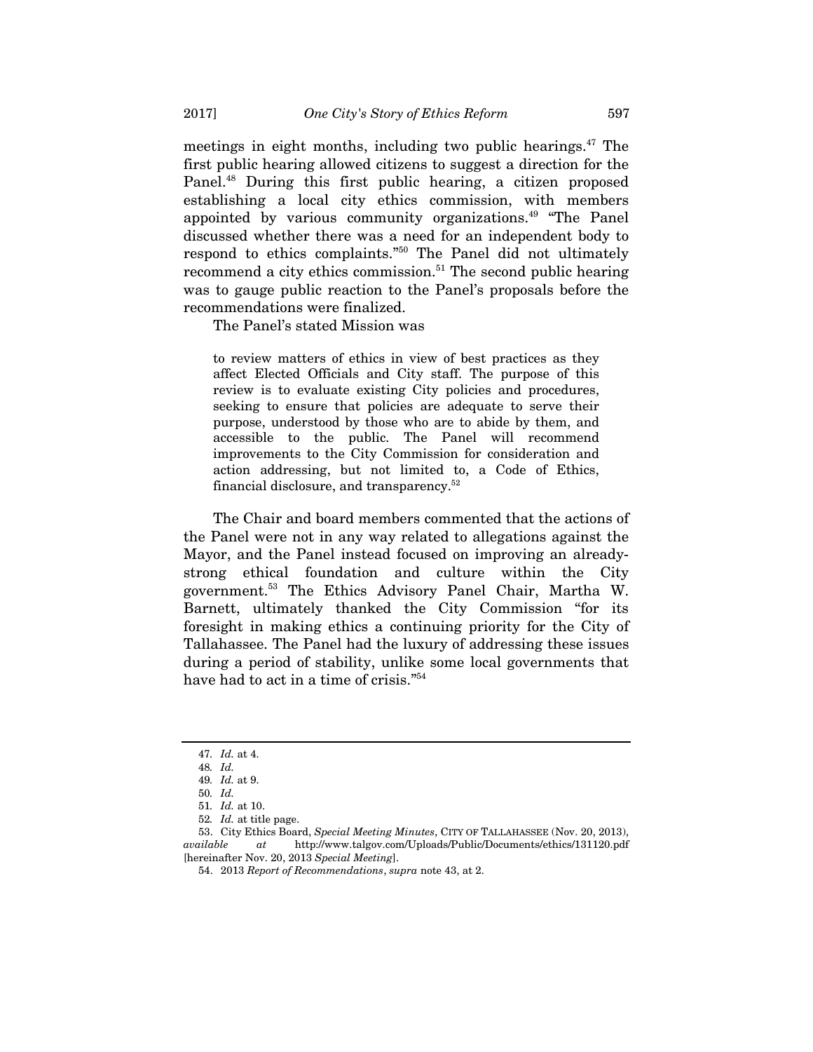meetings in eight months, including two public hearings.[47] The first public hearing allowed citizens to suggest a direction for the Panel.[48] During this first public hearing, a citizen proposed establishing a local city ethics commission, with members appointed by various community organizations.[49] "The Panel discussed whether there was a need for an independent body to respond to ethics complaints."[50] The Panel did not ultimately recommend a city ethics commission.[51] The second public hearing was to gauge public reaction to the Panel's proposals before the recommendations were finalized.

The Panel's stated Mission was

> to review matters of ethics in view of best practices as they affect Elected Officials and City staff. The purpose of this review is to evaluate existing City policies and procedures, seeking to ensure that policies are adequate to serve their purpose, understood by those who are to abide by them, and accessible to the public. The Panel will recommend improvements to the City Commission for consideration and action addressing, but not limited to, a Code of Ethics, financial disclosure, and transparency.[52]

The Chair and board members commented that the actions of the Panel were not in any way related to allegations against the Mayor, and the Panel instead focused on improving an already-strong ethical foundation and culture within the City government.[53] The Ethics Advisory Panel Chair, Martha W. Barnett, ultimately thanked the City Commission "for its foresight in making ethics a continuing priority for the City of Tallahassee. The Panel had the luxury of addressing these issues during a period of stability, unlike some local governments that have had to act in a time of crisis."[54]

---

47. *Id.* at 4.
48. *Id.*
49. *Id.* at 9.
50. *Id.*
51. *Id.* at 10.
52. *Id.* at title page.
53. City Ethics Board, *Special Meeting Minutes*, CITY OF TALLAHASSEE (Nov. 20, 2013), *available at* http://www.talgov.com/Uploads/Public/Documents/ethics/131120.pdf [hereinafter Nov. 20, 2013 *Special Meeting*].
54. 2013 *Report of Recommendations*, *supra* note 43, at 2.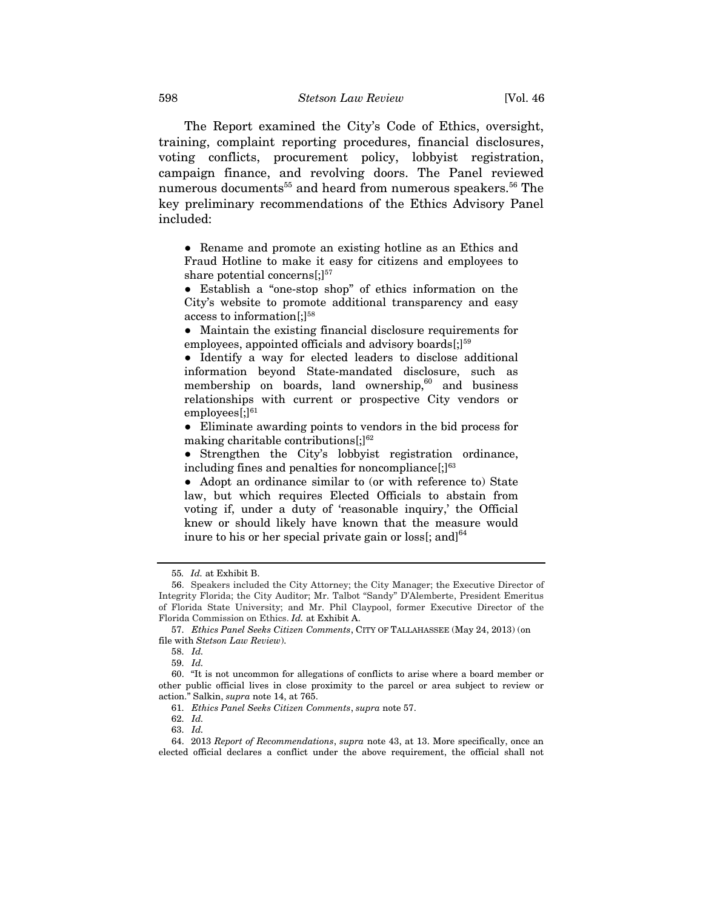The Report examined the City's Code of Ethics, oversight, training, complaint reporting procedures, financial disclosures, voting conflicts, procurement policy, lobbyist registration, campaign finance, and revolving doors. The Panel reviewed numerous documents[55] and heard from numerous speakers.[56] The key preliminary recommendations of the Ethics Advisory Panel included:

> ● Rename and promote an existing hotline as an Ethics and Fraud Hotline to make it easy for citizens and employees to share potential concerns[;][57]
>
> ● Establish a "one-stop shop" of ethics information on the City's website to promote additional transparency and easy access to information[;][58]
>
> ● Maintain the existing financial disclosure requirements for employees, appointed officials and advisory boards[;][59]
>
> ● Identify a way for elected leaders to disclose additional information beyond State-mandated disclosure, such as membership on boards, land ownership,[60] and business relationships with current or prospective City vendors or employees[;][61]
>
> ● Eliminate awarding points to vendors in the bid process for making charitable contributions[;][62]
>
> ● Strengthen the City's lobbyist registration ordinance, including fines and penalties for noncompliance[;][63]
>
> ● Adopt an ordinance similar to (or with reference to) State law, but which requires Elected Officials to abstain from voting if, under a duty of 'reasonable inquiry,' the Official knew or should likely have known that the measure would inure to his or her special private gain or loss[; and][64]

---

55. *Id.* at Exhibit B.

56. Speakers included the City Attorney; the City Manager; the Executive Director of Integrity Florida; the City Auditor; Mr. Talbot "Sandy" D'Alemberte, President Emeritus of Florida State University; and Mr. Phil Claypool, former Executive Director of the Florida Commission on Ethics. *Id.* at Exhibit A.

57. *Ethics Panel Seeks Citizen Comments*, CITY OF TALLAHASSEE (May 24, 2013) (on file with *Stetson Law Review*).

58. *Id.*

59. *Id.*

60. "It is not uncommon for allegations of conflicts to arise where a board member or other public official lives in close proximity to the parcel or area subject to review or action." Salkin, *supra* note 14, at 765.

61. *Ethics Panel Seeks Citizen Comments*, *supra* note 57.

62. *Id.*

63. *Id.*

64. 2013 *Report of Recommendations*, *supra* note 43, at 13. More specifically, once an elected official declares a conflict under the above requirement, the official shall not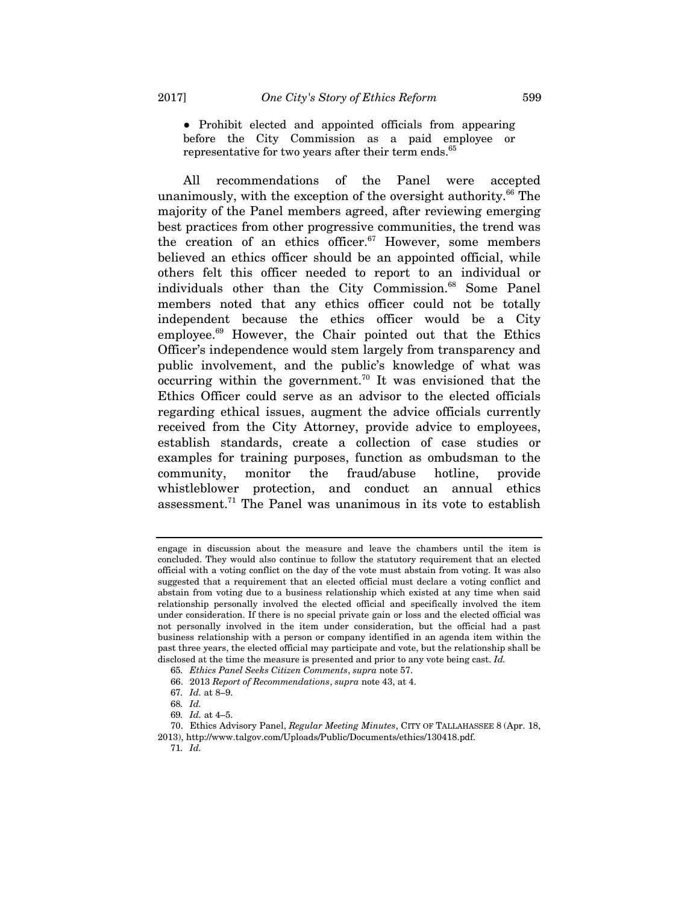- Prohibit elected and appointed officials from appearing before the City Commission as a paid employee or representative for two years after their term ends.[65]

All recommendations of the Panel were accepted unanimously, with the exception of the oversight authority.[66] The majority of the Panel members agreed, after reviewing emerging best practices from other progressive communities, the trend was the creation of an ethics officer.[67] However, some members believed an ethics officer should be an appointed official, while others felt this officer needed to report to an individual or individuals other than the City Commission.[68] Some Panel members noted that any ethics officer could not be totally independent because the ethics officer would be a City employee.[69] However, the Chair pointed out that the Ethics Officer's independence would stem largely from transparency and public involvement, and the public's knowledge of what was occurring within the government.[70] It was envisioned that the Ethics Officer could serve as an advisor to the elected officials regarding ethical issues, augment the advice officials currently received from the City Attorney, provide advice to employees, establish standards, create a collection of case studies or examples for training purposes, function as ombudsman to the community, monitor the fraud/abuse hotline, provide whistleblower protection, and conduct an annual ethics assessment.[71] The Panel was unanimous in its vote to establish

---

engage in discussion about the measure and leave the chambers until the item is concluded. They would also continue to follow the statutory requirement that an elected official with a voting conflict on the day of the vote must abstain from voting. It was also suggested that a requirement that an elected official must declare a voting conflict and abstain from voting due to a business relationship which existed at any time when said relationship personally involved the elected official and specifically involved the item under consideration. If there is no special private gain or loss and the elected official was not personally involved in the item under consideration, but the official had a past business relationship with a person or company identified in an agenda item within the past three years, the elected official may participate and vote, but the relationship shall be disclosed at the time the measure is presented and prior to any vote being cast. *Id.*

65. *Ethics Panel Seeks Citizen Comments*, *supra* note 57.

66. 2013 *Report of Recommendations*, *supra* note 43, at 4.

67. *Id.* at 8–9.

68. *Id.*

69. *Id.* at 4–5.

70. Ethics Advisory Panel, *Regular Meeting Minutes*, CITY OF TALLAHASSEE 8 (Apr. 18, 2013), http://www.talgov.com/Uploads/Public/Documents/ethics/130418.pdf.

71. *Id.*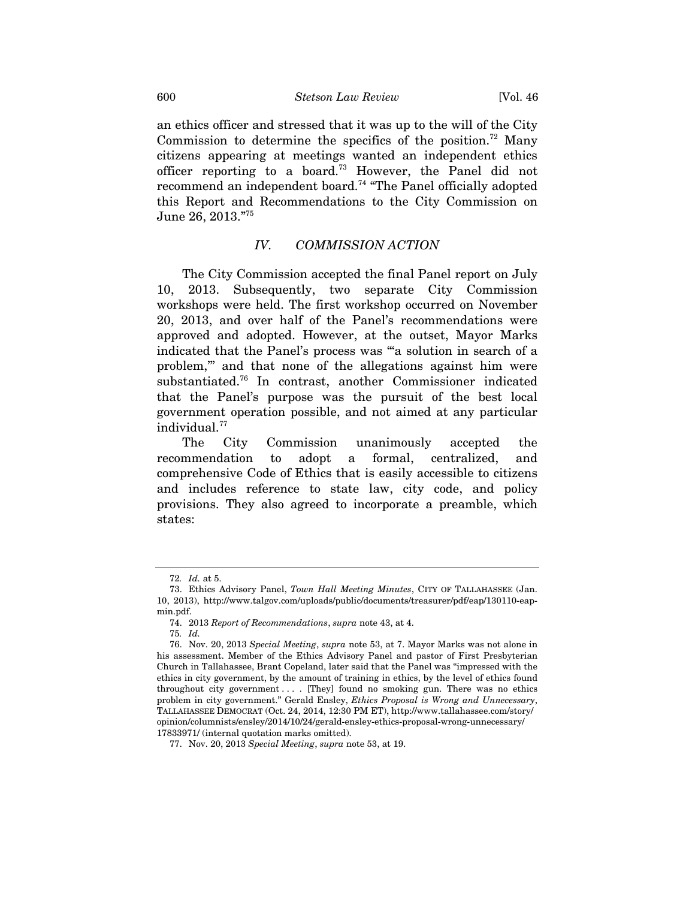an ethics officer and stressed that it was up to the will of the City Commission to determine the specifics of the position.[72] Many citizens appearing at meetings wanted an independent ethics officer reporting to a board.[73] However, the Panel did not recommend an independent board.[74] "The Panel officially adopted this Report and Recommendations to the City Commission on June 26, 2013."[75]

## *IV. COMMISSION ACTION*

The City Commission accepted the final Panel report on July 10, 2013. Subsequently, two separate City Commission workshops were held. The first workshop occurred on November 20, 2013, and over half of the Panel's recommendations were approved and adopted. However, at the outset, Mayor Marks indicated that the Panel's process was "'a solution in search of a problem,'" and that none of the allegations against him were substantiated.[76] In contrast, another Commissioner indicated that the Panel's purpose was the pursuit of the best local government operation possible, and not aimed at any particular individual.[77]

The City Commission unanimously accepted the recommendation to adopt a formal, centralized, and comprehensive Code of Ethics that is easily accessible to citizens and includes reference to state law, city code, and policy provisions. They also agreed to incorporate a preamble, which states:

---

72. *Id.* at 5.

73. Ethics Advisory Panel, *Town Hall Meeting Minutes*, CITY OF TALLAHASSEE (Jan. 10, 2013), http://www.talgov.com/uploads/public/documents/treasurer/pdf/eap/130110-eap-min.pdf.

74. 2013 *Report of Recommendations*, *supra* note 43, at 4.

75. *Id.*

76. Nov. 20, 2013 *Special Meeting*, *supra* note 53, at 7. Mayor Marks was not alone in his assessment. Member of the Ethics Advisory Panel and pastor of First Presbyterian Church in Tallahassee, Brant Copeland, later said that the Panel was "impressed with the ethics in city government, by the amount of training in ethics, by the level of ethics found throughout city government . . . . [They] found no smoking gun. There was no ethics problem in city government." Gerald Ensley, *Ethics Proposal is Wrong and Unnecessary*, TALLAHASSEE DEMOCRAT (Oct. 24, 2014, 12:30 PM ET), http://www.tallahassee.com/story/opinion/columnists/ensley/2014/10/24/gerald-ensley-ethics-proposal-wrong-unnecessary/17833971/ (internal quotation marks omitted).

77. Nov. 20, 2013 *Special Meeting*, *supra* note 53, at 19.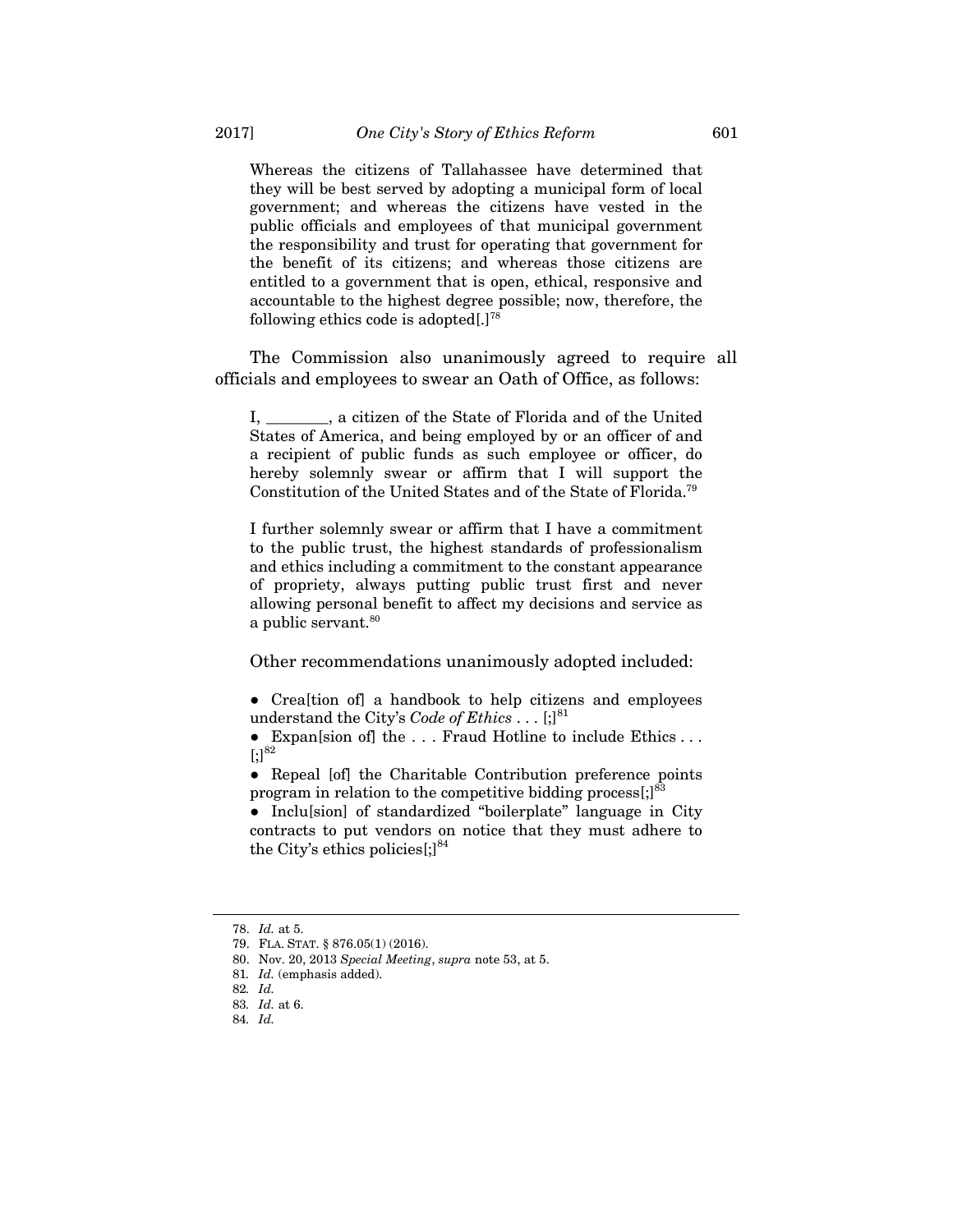> Whereas the citizens of Tallahassee have determined that they will be best served by adopting a municipal form of local government; and whereas the citizens have vested in the public officials and employees of that municipal government the responsibility and trust for operating that government for the benefit of its citizens; and whereas those citizens are entitled to a government that is open, ethical, responsive and accountable to the highest degree possible; now, therefore, the following ethics code is adopted[.][78]

The Commission also unanimously agreed to require all officials and employees to swear an Oath of Office, as follows:

> I, ________, a citizen of the State of Florida and of the United States of America, and being employed by or an officer of and a recipient of public funds as such employee or officer, do hereby solemnly swear or affirm that I will support the Constitution of the United States and of the State of Florida.[79]
>
> I further solemnly swear or affirm that I have a commitment to the public trust, the highest standards of professionalism and ethics including a commitment to the constant appearance of propriety, always putting public trust first and never allowing personal benefit to affect my decisions and service as a public servant.[80]

> Other recommendations unanimously adopted included:
>
> - Crea[tion of] a handbook to help citizens and employees understand the City's *Code of Ethics* . . . [;][81]
> - Expan[sion of] the . . . Fraud Hotline to include Ethics . . . [;][82]
> - Repeal [of] the Charitable Contribution preference points program in relation to the competitive bidding process[;][83]
> - Inclu[sion] of standardized "boilerplate" language in City contracts to put vendors on notice that they must adhere to the City's ethics policies[;][84]

---

78. *Id.* at 5.
79. FLA. STAT. § 876.05(1) (2016).
80. Nov. 20, 2013 *Special Meeting*, *supra* note 53, at 5.
81. *Id.* (emphasis added).
82. *Id.*
83. *Id.* at 6.
84. *Id.*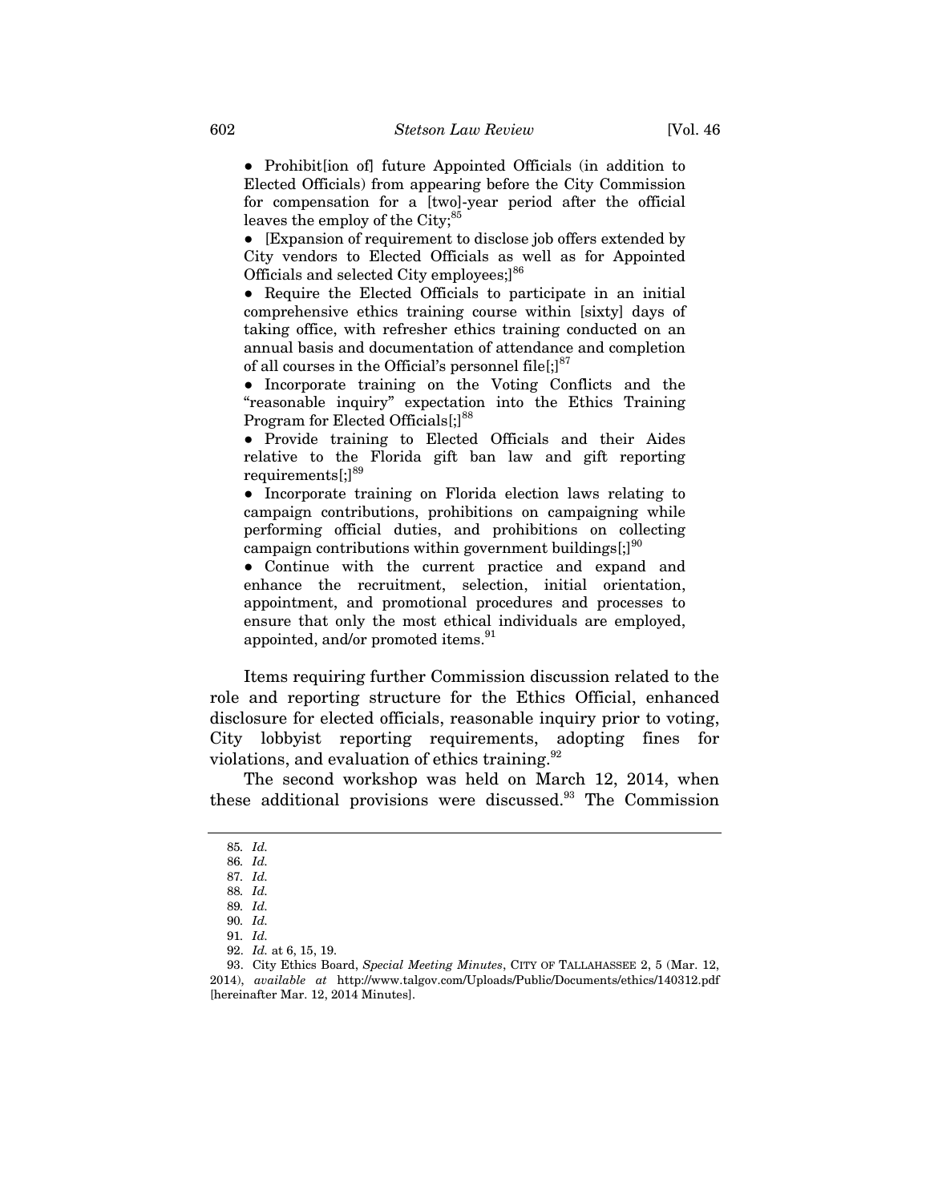- Prohibit[ion of] future Appointed Officials (in addition to Elected Officials) from appearing before the City Commission for compensation for a [two]-year period after the official leaves the employ of the City;[85]
- [Expansion of requirement to disclose job offers extended by City vendors to Elected Officials as well as for Appointed Officials and selected City employees;][86]
- Require the Elected Officials to participate in an initial comprehensive ethics training course within [sixty] days of taking office, with refresher ethics training conducted on an annual basis and documentation of attendance and completion of all courses in the Official's personnel file[;][87]
- Incorporate training on the Voting Conflicts and the "reasonable inquiry" expectation into the Ethics Training Program for Elected Officials[;][88]
- Provide training to Elected Officials and their Aides relative to the Florida gift ban law and gift reporting requirements[;][89]
- Incorporate training on Florida election laws relating to campaign contributions, prohibitions on campaigning while performing official duties, and prohibitions on collecting campaign contributions within government buildings[;][90]
- Continue with the current practice and expand and enhance the recruitment, selection, initial orientation, appointment, and promotional procedures and processes to ensure that only the most ethical individuals are employed, appointed, and/or promoted items.[91]

Items requiring further Commission discussion related to the role and reporting structure for the Ethics Official, enhanced disclosure for elected officials, reasonable inquiry prior to voting, City lobbyist reporting requirements, adopting fines for violations, and evaluation of ethics training.[92]

The second workshop was held on March 12, 2014, when these additional provisions were discussed.[93] The Commission

---

85. *Id.*
86. *Id.*
87. *Id.*
88. *Id.*
89. *Id.*
90. *Id.*
91. *Id.*
92. *Id.* at 6, 15, 19.
93. City Ethics Board, *Special Meeting Minutes*, CITY OF TALLAHASSEE 2, 5 (Mar. 12, 2014), *available at* http://www.talgov.com/Uploads/Public/Documents/ethics/140312.pdf [hereinafter Mar. 12, 2014 Minutes].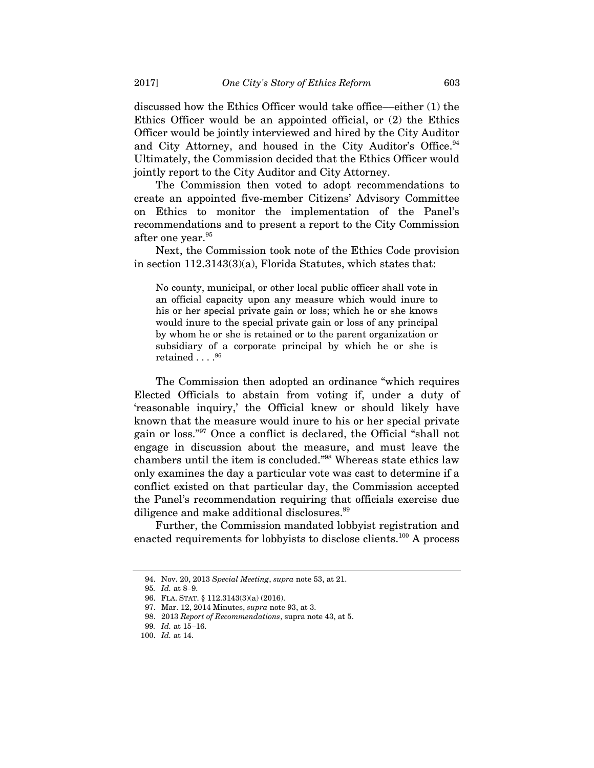discussed how the Ethics Officer would take office—either (1) the Ethics Officer would be an appointed official, or (2) the Ethics Officer would be jointly interviewed and hired by the City Auditor and City Attorney, and housed in the City Auditor's Office.[94] Ultimately, the Commission decided that the Ethics Officer would jointly report to the City Auditor and City Attorney.

The Commission then voted to adopt recommendations to create an appointed five-member Citizens' Advisory Committee on Ethics to monitor the implementation of the Panel's recommendations and to present a report to the City Commission after one year.[95]

Next, the Commission took note of the Ethics Code provision in section 112.3143(3)(a), Florida Statutes, which states that:

> No county, municipal, or other local public officer shall vote in an official capacity upon any measure which would inure to his or her special private gain or loss; which he or she knows would inure to the special private gain or loss of any principal by whom he or she is retained or to the parent organization or subsidiary of a corporate principal by which he or she is retained . . . .[96]

The Commission then adopted an ordinance "which requires Elected Officials to abstain from voting if, under a duty of 'reasonable inquiry,' the Official knew or should likely have known that the measure would inure to his or her special private gain or loss."[97] Once a conflict is declared, the Official "shall not engage in discussion about the measure, and must leave the chambers until the item is concluded."[98] Whereas state ethics law only examines the day a particular vote was cast to determine if a conflict existed on that particular day, the Commission accepted the Panel's recommendation requiring that officials exercise due diligence and make additional disclosures.[99]

Further, the Commission mandated lobbyist registration and enacted requirements for lobbyists to disclose clients.[100] A process

---

94. Nov. 20, 2013 *Special Meeting*, *supra* note 53, at 21.

95. *Id.* at 8–9.

96. FLA. STAT. § 112.3143(3)(a) (2016).

97. Mar. 12, 2014 Minutes, *supra* note 93, at 3.

98. 2013 *Report of Recommendations*, supra note 43, at 5.

99. *Id.* at 15–16.

100. *Id.* at 14.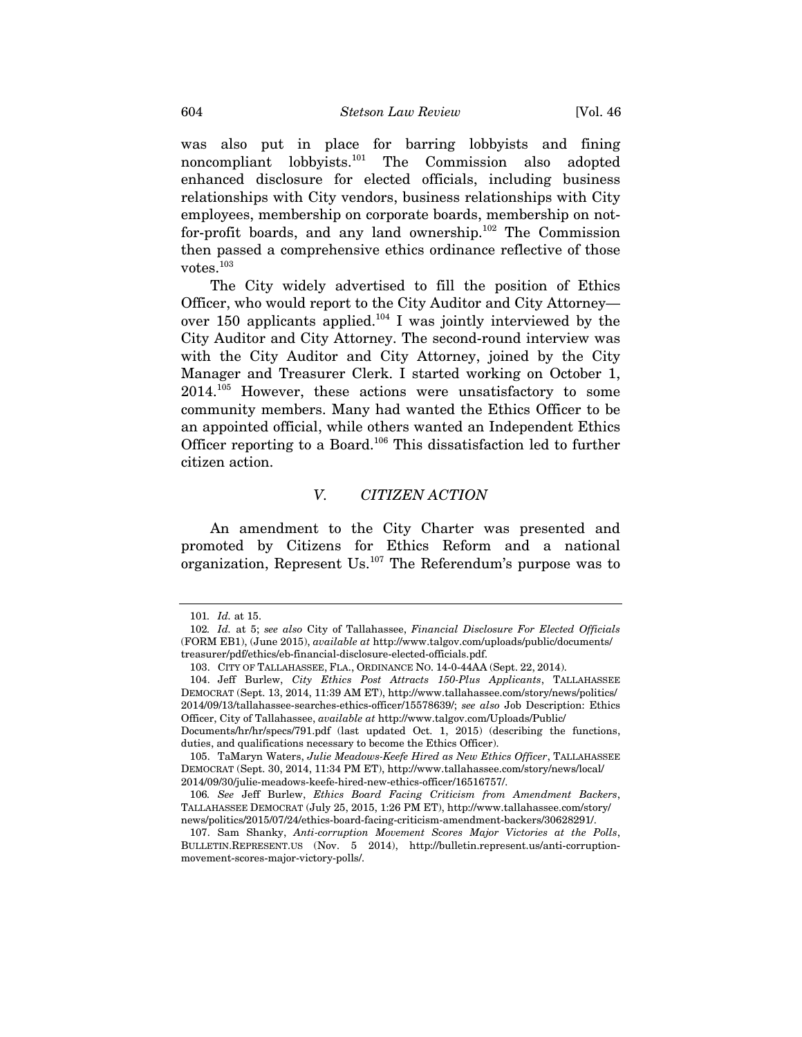was also put in place for barring lobbyists and fining noncompliant lobbyists.[101] The Commission also adopted enhanced disclosure for elected officials, including business relationships with City vendors, business relationships with City employees, membership on corporate boards, membership on not-for-profit boards, and any land ownership.[102] The Commission then passed a comprehensive ethics ordinance reflective of those votes.[103]

The City widely advertised to fill the position of Ethics Officer, who would report to the City Auditor and City Attorney—over 150 applicants applied.[104] I was jointly interviewed by the City Auditor and City Attorney. The second-round interview was with the City Auditor and City Attorney, joined by the City Manager and Treasurer Clerk. I started working on October 1, 2014.[105] However, these actions were unsatisfactory to some community members. Many had wanted the Ethics Officer to be an appointed official, while others wanted an Independent Ethics Officer reporting to a Board.[106] This dissatisfaction led to further citizen action.

## V. *CITIZEN ACTION*

An amendment to the City Charter was presented and promoted by Citizens for Ethics Reform and a national organization, Represent Us.[107] The Referendum's purpose was to

---

101. *Id.* at 15.

102. *Id.* at 5; *see also* City of Tallahassee, *Financial Disclosure For Elected Officials* (FORM EB1), (June 2015), *available at* http://www.talgov.com/uploads/public/documents/treasurer/pdf/ethics/eb-financial-disclosure-elected-officials.pdf.

103. CITY OF TALLAHASSEE, FLA., ORDINANCE NO. 14-0-44AA (Sept. 22, 2014).

104. Jeff Burlew, *City Ethics Post Attracts 150-Plus Applicants*, TALLAHASSEE DEMOCRAT (Sept. 13, 2014, 11:39 AM ET), http://www.tallahassee.com/story/news/politics/2014/09/13/tallahassee-searches-ethics-officer/15578639/; *see also* Job Description: Ethics Officer, City of Tallahassee, *available at* http://www.talgov.com/Uploads/Public/Documents/hr/hr/specs/791.pdf (last updated Oct. 1, 2015) (describing the functions, duties, and qualifications necessary to become the Ethics Officer).

105. TaMaryn Waters, *Julie Meadows-Keefe Hired as New Ethics Officer*, TALLAHASSEE DEMOCRAT (Sept. 30, 2014, 11:34 PM ET), http://www.tallahassee.com/story/news/local/2014/09/30/julie-meadows-keefe-hired-new-ethics-officer/16516757/.

106. *See* Jeff Burlew, *Ethics Board Facing Criticism from Amendment Backers*, TALLAHASSEE DEMOCRAT (July 25, 2015, 1:26 PM ET), http://www.tallahassee.com/story/news/politics/2015/07/24/ethics-board-facing-criticism-amendment-backers/30628291/.

107. Sam Shanky, *Anti-corruption Movement Scores Major Victories at the Polls*, BULLETIN.REPRESENT.US (Nov. 5 2014), http://bulletin.represent.us/anti-corruption-movement-scores-major-victory-polls/.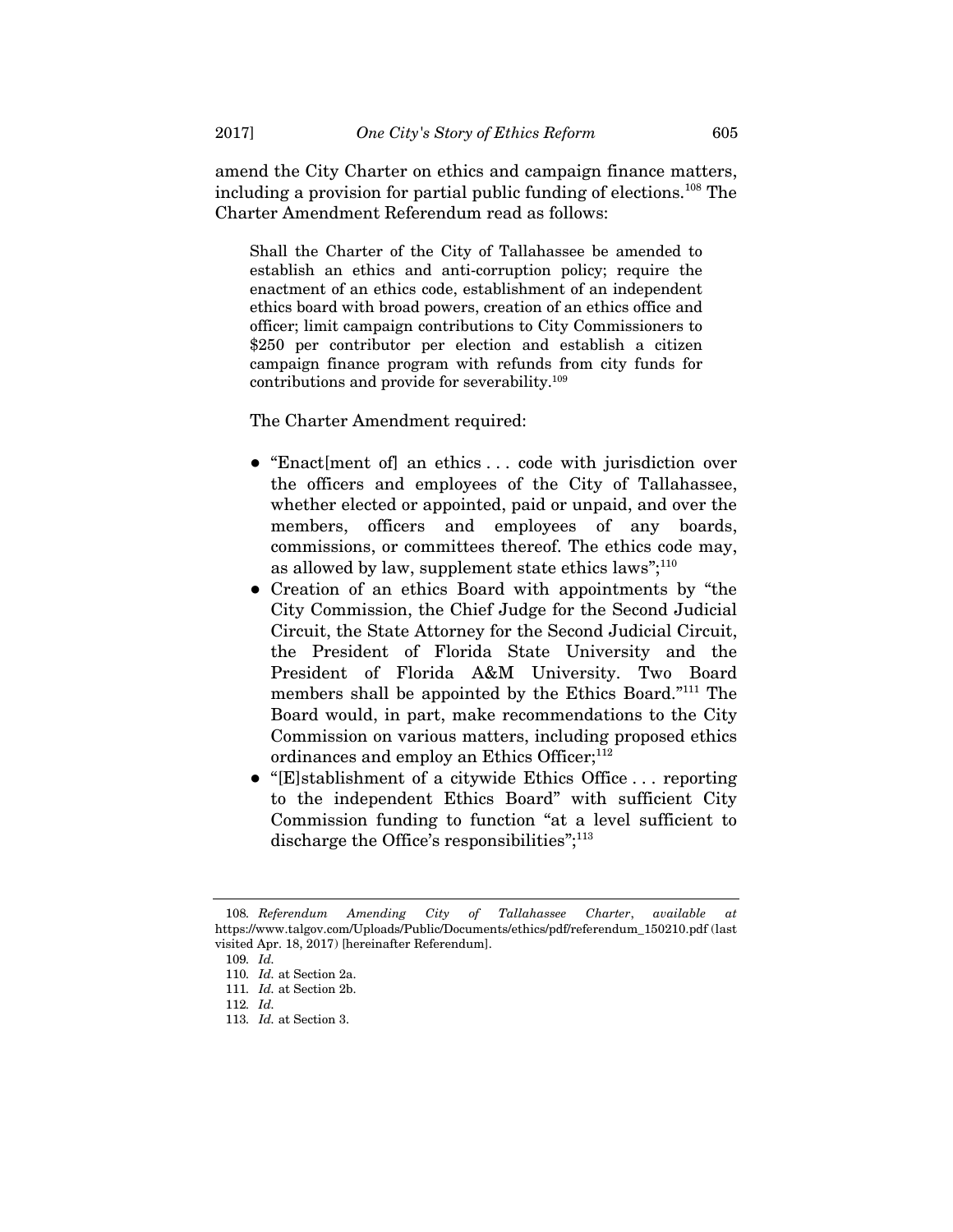amend the City Charter on ethics and campaign finance matters, including a provision for partial public funding of elections.[108] The Charter Amendment Referendum read as follows:

> Shall the Charter of the City of Tallahassee be amended to establish an ethics and anti-corruption policy; require the enactment of an ethics code, establishment of an independent ethics board with broad powers, creation of an ethics office and officer; limit campaign contributions to City Commissioners to $250 per contributor per election and establish a citizen campaign finance program with refunds from city funds for contributions and provide for severability.[109]

The Charter Amendment required:

- "Enact[ment of] an ethics . . . code with jurisdiction over the officers and employees of the City of Tallahassee, whether elected or appointed, paid or unpaid, and over the members, officers and employees of any boards, commissions, or committees thereof. The ethics code may, as allowed by law, supplement state ethics laws";[110]
- Creation of an ethics Board with appointments by "the City Commission, the Chief Judge for the Second Judicial Circuit, the State Attorney for the Second Judicial Circuit, the President of Florida State University and the President of Florida A&M University. Two Board members shall be appointed by the Ethics Board."[111] The Board would, in part, make recommendations to the City Commission on various matters, including proposed ethics ordinances and employ an Ethics Officer;[112]
- "[E]stablishment of a citywide Ethics Office . . . reporting to the independent Ethics Board" with sufficient City Commission funding to function "at a level sufficient to discharge the Office's responsibilities";[113]

---

108. *Referendum Amending City of Tallahassee Charter*, *available at* https://www.talgov.com/Uploads/Public/Documents/ethics/pdf/referendum_150210.pdf (last visited Apr. 18, 2017) [hereinafter Referendum].

109. *Id.*

110. *Id.* at Section 2a.

111. *Id.* at Section 2b.

112. *Id.*

113. *Id.* at Section 3.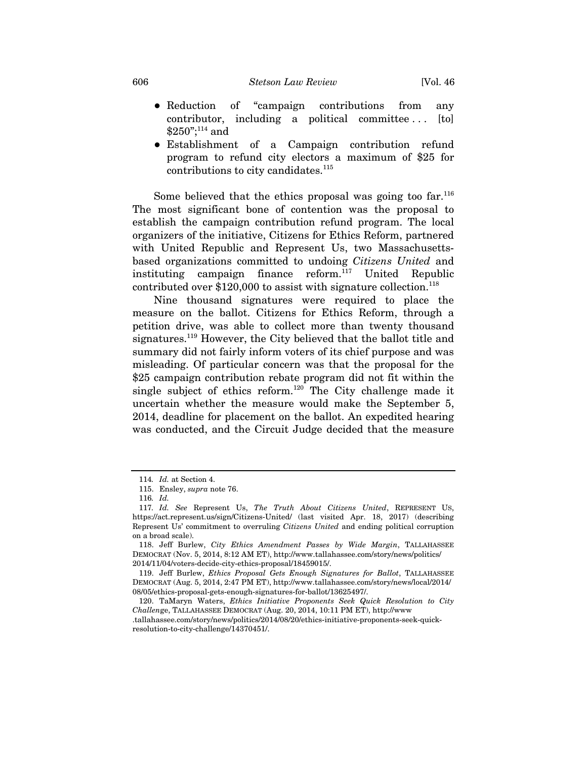- Reduction of "campaign contributions from any contributor, including a political committee . . . [to] $250";[114] and
- Establishment of a Campaign contribution refund program to refund city electors a maximum of $25 for contributions to city candidates.[115]

Some believed that the ethics proposal was going too far.[116] The most significant bone of contention was the proposal to establish the campaign contribution refund program. The local organizers of the initiative, Citizens for Ethics Reform, partnered with United Republic and Represent Us, two Massachusetts-based organizations committed to undoing *Citizens United* and instituting campaign finance reform.[117] United Republic contributed over $120,000 to assist with signature collection.[118]

Nine thousand signatures were required to place the measure on the ballot. Citizens for Ethics Reform, through a petition drive, was able to collect more than twenty thousand signatures.[119] However, the City believed that the ballot title and summary did not fairly inform voters of its chief purpose and was misleading. Of particular concern was that the proposal for the $25 campaign contribution rebate program did not fit within the single subject of ethics reform.[120] The City challenge made it uncertain whether the measure would make the September 5, 2014, deadline for placement on the ballot. An expedited hearing was conducted, and the Circuit Judge decided that the measure

---

114. *Id.* at Section 4.

115. Ensley, *supra* note 76.

116. *Id.*

117. *Id. See* Represent Us, *The Truth About Citizens United*, REPRESENT US, https://act.represent.us/sign/Citizens-United/ (last visited Apr. 18, 2017) (describing Represent Us' commitment to overruling *Citizens United* and ending political corruption on a broad scale).

118. Jeff Burlew, *City Ethics Amendment Passes by Wide Margin*, TALLAHASSEE DEMOCRAT (Nov. 5, 2014, 8:12 AM ET), http://www.tallahassee.com/story/news/politics/2014/11/04/voters-decide-city-ethics-proposal/18459015/.

119. Jeff Burlew, *Ethics Proposal Gets Enough Signatures for Ballot*, TALLAHASSEE DEMOCRAT (Aug. 5, 2014, 2:47 PM ET), http://www.tallahassee.com/story/news/local/2014/08/05/ethics-proposal-gets-enough-signatures-for-ballot/13625497/.

120. TaMaryn Waters, *Ethics Initiative Proponents Seek Quick Resolution to City Challenge*, TALLAHASSEE DEMOCRAT (Aug. 20, 2014, 10:11 PM ET), http://www.tallahassee.com/story/news/politics/2014/08/20/ethics-initiative-proponents-seek-quick-resolution-to-city-challenge/14370451/.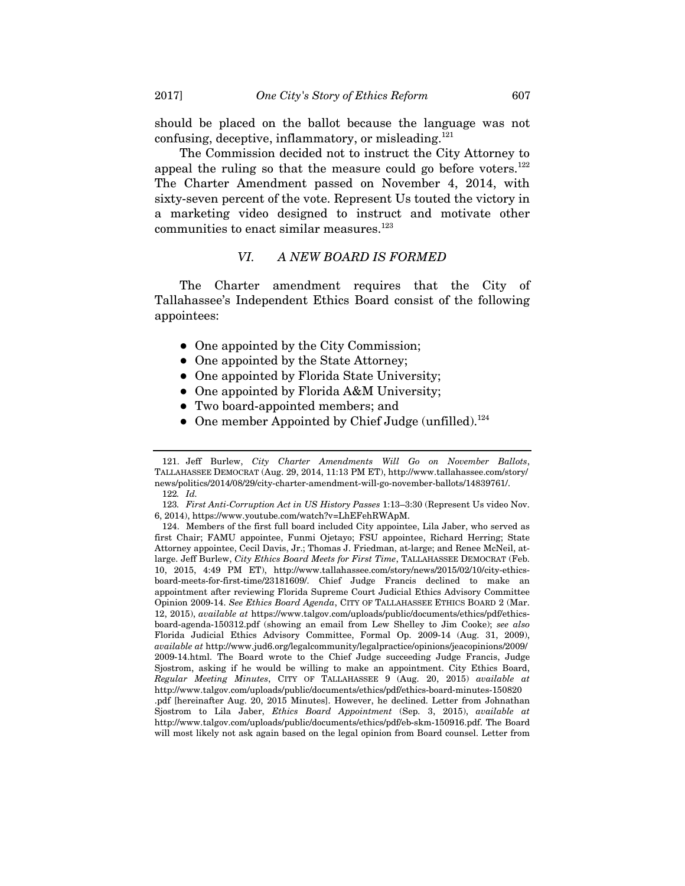should be placed on the ballot because the language was not confusing, deceptive, inflammatory, or misleading.[121]

The Commission decided not to instruct the City Attorney to appeal the ruling so that the measure could go before voters.[122] The Charter Amendment passed on November 4, 2014, with sixty-seven percent of the vote. Represent Us touted the victory in a marketing video designed to instruct and motivate other communities to enact similar measures.[123]

## *VI. A NEW BOARD IS FORMED*

The Charter amendment requires that the City of Tallahassee's Independent Ethics Board consist of the following appointees:

- One appointed by the City Commission;
- One appointed by the State Attorney;
- One appointed by Florida State University;
- One appointed by Florida A&M University;
- Two board-appointed members; and
- One member Appointed by Chief Judge (unfilled).[124]

---

121. Jeff Burlew, *City Charter Amendments Will Go on November Ballots*, TALLAHASSEE DEMOCRAT (Aug. 29, 2014, 11:13 PM ET), http://www.tallahassee.com/story/news/politics/2014/08/29/city-charter-amendment-will-go-november-ballots/14839761/.

122. *Id.*

123. *First Anti-Corruption Act in US History Passes* 1:13–3:30 (Represent Us video Nov. 6, 2014), https://www.youtube.com/watch?v=LhEFehRWApM.

124. Members of the first full board included City appointee, Lila Jaber, who served as first Chair; FAMU appointee, Funmi Ojetayo; FSU appointee, Richard Herring; State Attorney appointee, Cecil Davis, Jr.; Thomas J. Friedman, at-large; and Renee McNeil, at-large. Jeff Burlew, *City Ethics Board Meets for First Time*, TALLAHASSEE DEMOCRAT (Feb. 10, 2015, 4:49 PM ET), http://www.tallahassee.com/story/news/2015/02/10/city-ethics-board-meets-for-first-time/23181609/. Chief Judge Francis declined to make an appointment after reviewing Florida Supreme Court Judicial Ethics Advisory Committee Opinion 2009-14. *See Ethics Board Agenda*, CITY OF TALLAHASSEE ETHICS BOARD 2 (Mar. 12, 2015), *available at* https://www.talgov.com/uploads/public/documents/ethics/pdf/ethics-board-agenda-150312.pdf (showing an email from Lew Shelley to Jim Cooke); *see also* Florida Judicial Ethics Advisory Committee, Formal Op. 2009-14 (Aug. 31, 2009), *available at* http://www.jud6.org/legalcommunity/legalpractice/opinions/jeacopinions/2009/2009-14.html. The Board wrote to the Chief Judge succeeding Judge Francis, Judge Sjostrom, asking if he would be willing to make an appointment. City Ethics Board, *Regular Meeting Minutes*, CITY OF TALLAHASSEE 9 (Aug. 20, 2015) *available at* http://www.talgov.com/uploads/public/documents/ethics/pdf/ethics-board-minutes-150820.pdf [hereinafter Aug. 20, 2015 Minutes]. However, he declined. Letter from Johnathan Sjostrom to Lila Jaber, *Ethics Board Appointment* (Sep. 3, 2015), *available at* http://www.talgov.com/uploads/public/documents/ethics/pdf/eb-skm-150916.pdf. The Board will most likely not ask again based on the legal opinion from Board counsel. Letter from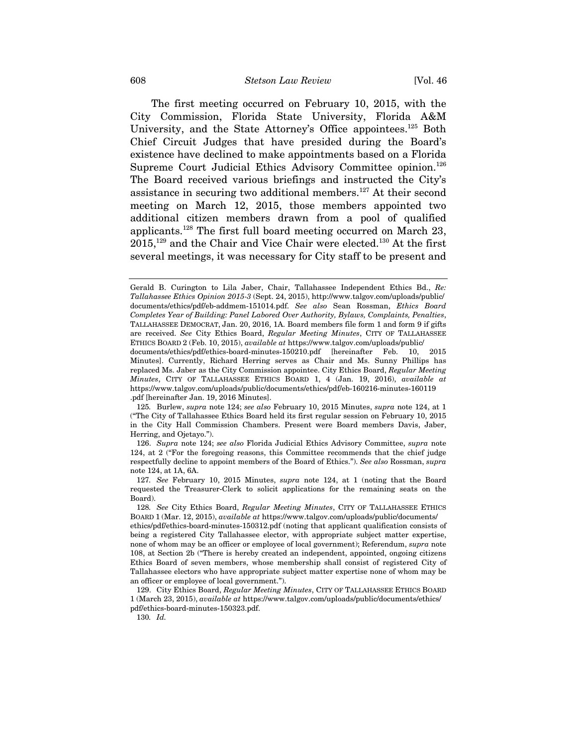The first meeting occurred on February 10, 2015, with the City Commission, Florida State University, Florida A&M University, and the State Attorney's Office appointees.[125] Both Chief Circuit Judges that have presided during the Board's existence have declined to make appointments based on a Florida Supreme Court Judicial Ethics Advisory Committee opinion.[126] The Board received various briefings and instructed the City's assistance in securing two additional members.[127] At their second meeting on March 12, 2015, those members appointed two additional citizen members drawn from a pool of qualified applicants.[128] The first full board meeting occurred on March 23, 2015,[129] and the Chair and Vice Chair were elected.[130] At the first several meetings, it was necessary for City staff to be present and

---

Gerald B. Curington to Lila Jaber, Chair, Tallahassee Independent Ethics Bd., *Re: Tallahassee Ethics Opinion 2015-3* (Sept. 24, 2015), http://www.talgov.com/uploads/public/documents/ethics/pdf/eb-addmem-151014.pdf. *See also* Sean Rossman, *Ethics Board Completes Year of Building: Panel Labored Over Authority, Bylaws, Complaints, Penalties*, TALLAHASSEE DEMOCRAT, Jan. 20, 2016, 1A. Board members file form 1 and form 9 if gifts are received. *See* City Ethics Board, *Regular Meeting Minutes*, CITY OF TALLAHASSEE ETHICS BOARD 2 (Feb. 10, 2015), *available at* https://www.talgov.com/uploads/public/documents/ethics/pdf/ethics-board-minutes-150210.pdf [hereinafter Feb. 10, 2015 Minutes]. Currently, Richard Herring serves as Chair and Ms. Sunny Phillips has replaced Ms. Jaber as the City Commission appointee. City Ethics Board, *Regular Meeting Minutes*, CITY OF TALLAHASSEE ETHICS BOARD 1, 4 (Jan. 19, 2016), *available at* https://www.talgov.com/uploads/public/documents/ethics/pdf/eb-160216-minutes-160119.pdf [hereinafter Jan. 19, 2016 Minutes].

125. Burlew, *supra* note 124; *see also* February 10, 2015 Minutes, *supra* note 124, at 1 ("The City of Tallahassee Ethics Board held its first regular session on February 10, 2015 in the City Hall Commission Chambers. Present were Board members Davis, Jaber, Herring, and Ojetayo.").

126. *Supra* note 124; *see also* Florida Judicial Ethics Advisory Committee, *supra* note 124, at 2 ("For the foregoing reasons, this Committee recommends that the chief judge respectfully decline to appoint members of the Board of Ethics."). *See also* Rossman, *supra* note 124, at 1A, 6A.

127. *See* February 10, 2015 Minutes, *supra* note 124, at 1 (noting that the Board requested the Treasurer-Clerk to solicit applications for the remaining seats on the Board).

128. *See* City Ethics Board, *Regular Meeting Minutes*, CITY OF TALLAHASSEE ETHICS BOARD 1 (Mar. 12, 2015), *available at* https://www.talgov.com/uploads/public/documents/ethics/pdf/ethics-board-minutes-150312.pdf (noting that applicant qualification consists of being a registered City Tallahassee elector, with appropriate subject matter expertise, none of whom may be an officer or employee of local government); Referendum, *supra* note 108, at Section 2b ("There is hereby created an independent, appointed, ongoing citizens Ethics Board of seven members, whose membership shall consist of registered City of Tallahassee electors who have appropriate subject matter expertise none of whom may be an officer or employee of local government.").

129. City Ethics Board, *Regular Meeting Minutes*, CITY OF TALLAHASSEE ETHICS BOARD 1 (March 23, 2015), *available at* https://www.talgov.com/uploads/public/documents/ethics/pdf/ethics-board-minutes-150323.pdf.

130. *Id.*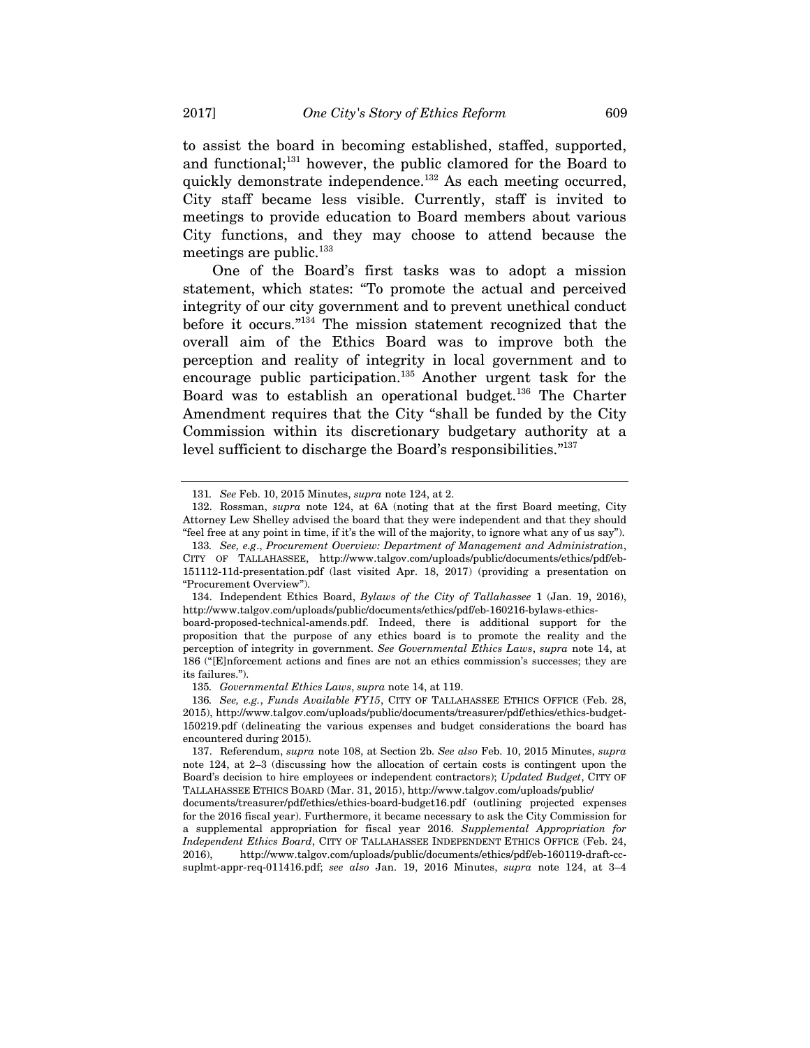to assist the board in becoming established, staffed, supported, and functional;[131] however, the public clamored for the Board to quickly demonstrate independence.[132] As each meeting occurred, City staff became less visible. Currently, staff is invited to meetings to provide education to Board members about various City functions, and they may choose to attend because the meetings are public.[133]

One of the Board's first tasks was to adopt a mission statement, which states: "To promote the actual and perceived integrity of our city government and to prevent unethical conduct before it occurs."[134] The mission statement recognized that the overall aim of the Ethics Board was to improve both the perception and reality of integrity in local government and to encourage public participation.[135] Another urgent task for the Board was to establish an operational budget.[136] The Charter Amendment requires that the City "shall be funded by the City Commission within its discretionary budgetary authority at a level sufficient to discharge the Board's responsibilities."[137]

---

131. *See* Feb. 10, 2015 Minutes, *supra* note 124, at 2.

132. Rossman, *supra* note 124, at 6A (noting that at the first Board meeting, City Attorney Lew Shelley advised the board that they were independent and that they should "feel free at any point in time, if it's the will of the majority, to ignore what any of us say").

133. *See, e.g.*, *Procurement Overview: Department of Management and Administration*, CITY OF TALLAHASSEE, http://www.talgov.com/uploads/public/documents/ethics/pdf/eb-151112-11d-presentation.pdf (last visited Apr. 18, 2017) (providing a presentation on "Procurement Overview").

134. Independent Ethics Board, *Bylaws of the City of Tallahassee* 1 (Jan. 19, 2016), http://www.talgov.com/uploads/public/documents/ethics/pdf/eb-160216-bylaws-ethics-board-proposed-technical-amends.pdf. Indeed, there is additional support for the proposition that the purpose of any ethics board is to promote the reality and the perception of integrity in government. *See Governmental Ethics Laws*, *supra* note 14, at 186 ("[E]nforcement actions and fines are not an ethics commission's successes; they are its failures.").

135. *Governmental Ethics Laws*, *supra* note 14, at 119.

136. *See, e.g.*, *Funds Available FY15*, CITY OF TALLAHASSEE ETHICS OFFICE (Feb. 28, 2015), http://www.talgov.com/uploads/public/documents/treasurer/pdf/ethics/ethics-budget-150219.pdf (delineating the various expenses and budget considerations the board has encountered during 2015).

137. Referendum, *supra* note 108, at Section 2b. *See also* Feb. 10, 2015 Minutes, *supra* note 124, at 2–3 (discussing how the allocation of certain costs is contingent upon the Board's decision to hire employees or independent contractors); *Updated Budget*, CITY OF TALLAHASSEE ETHICS BOARD (Mar. 31, 2015), http://www.talgov.com/uploads/public/documents/treasurer/pdf/ethics/ethics-board-budget16.pdf (outlining projected expenses for the 2016 fiscal year). Furthermore, it became necessary to ask the City Commission for a supplemental appropriation for fiscal year 2016. *Supplemental Appropriation for Independent Ethics Board*, CITY OF TALLAHASSEE INDEPENDENT ETHICS OFFICE (Feb. 24, 2016), http://www.talgov.com/uploads/public/documents/ethics/pdf/eb-160119-draft-cc-suplmt-appr-req-011416.pdf; *see also* Jan. 19, 2016 Minutes, *supra* note 124, at 3–4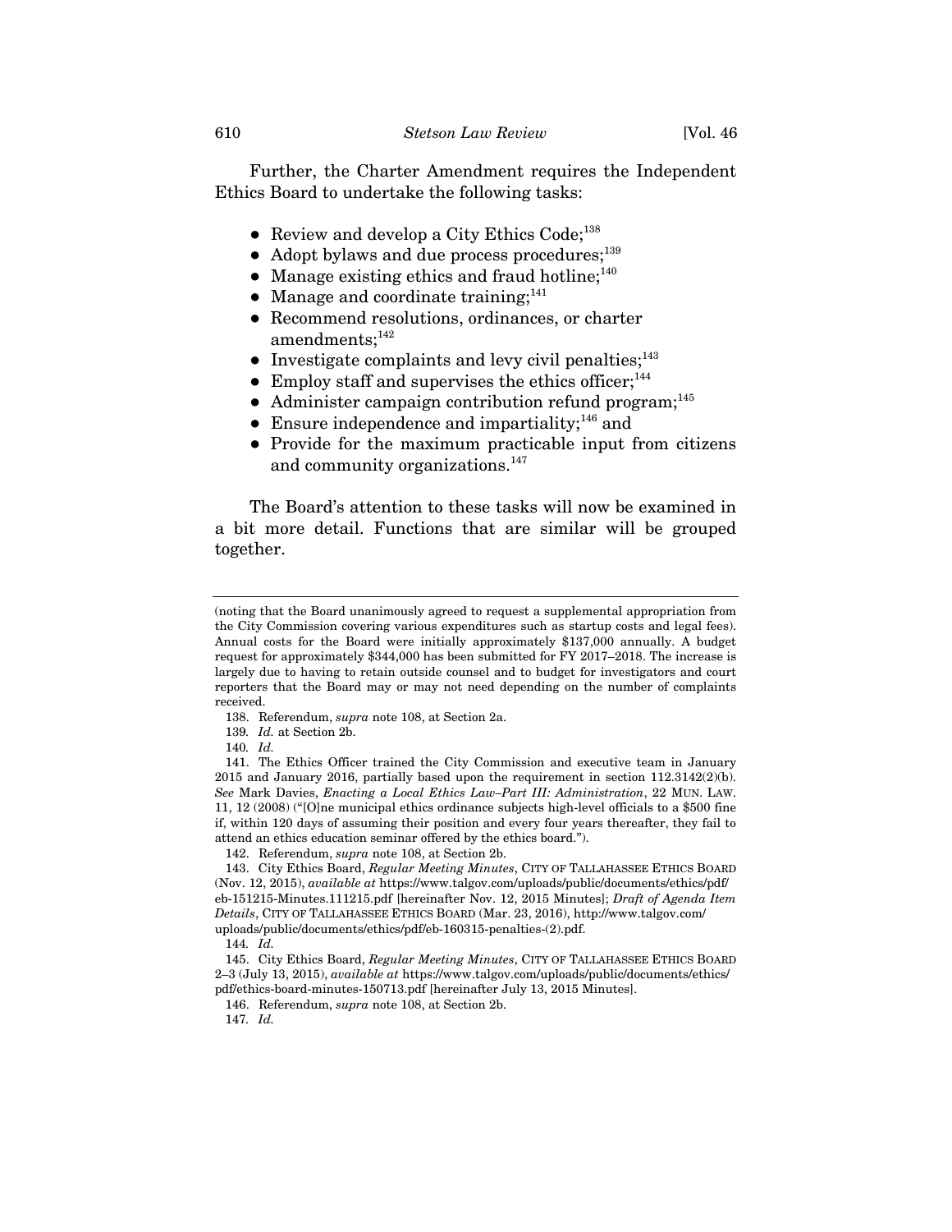Further, the Charter Amendment requires the Independent Ethics Board to undertake the following tasks:

- Review and develop a City Ethics Code;[138]
- Adopt bylaws and due process procedures;[139]
- Manage existing ethics and fraud hotline;[140]
- Manage and coordinate training;[141]
- Recommend resolutions, ordinances, or charter amendments;[142]
- Investigate complaints and levy civil penalties;[143]
- Employ staff and supervises the ethics officer;[144]
- Administer campaign contribution refund program;[145]
- Ensure independence and impartiality;[146] and
- Provide for the maximum practicable input from citizens and community organizations.[147]

The Board's attention to these tasks will now be examined in a bit more detail. Functions that are similar will be grouped together.

---

(noting that the Board unanimously agreed to request a supplemental appropriation from the City Commission covering various expenditures such as startup costs and legal fees). Annual costs for the Board were initially approximately $137,000 annually. A budget request for approximately $344,000 has been submitted for FY 2017–2018. The increase is largely due to having to retain outside counsel and to budget for investigators and court reporters that the Board may or may not need depending on the number of complaints received.

138. Referendum, *supra* note 108, at Section 2a.

139. *Id.* at Section 2b.

140. *Id.*

141. The Ethics Officer trained the City Commission and executive team in January 2015 and January 2016, partially based upon the requirement in section 112.3142(2)(b). *See* Mark Davies, *Enacting a Local Ethics Law–Part III: Administration*, 22 MUN. LAW. 11, 12 (2008) ("[O]ne municipal ethics ordinance subjects high-level officials to a $500 fine if, within 120 days of assuming their position and every four years thereafter, they fail to attend an ethics education seminar offered by the ethics board.").

142. Referendum, *supra* note 108, at Section 2b.

143. City Ethics Board, *Regular Meeting Minutes*, CITY OF TALLAHASSEE ETHICS BOARD (Nov. 12, 2015), *available at* https://www.talgov.com/uploads/public/documents/ethics/pdf/eb-151215-Minutes.111215.pdf [hereinafter Nov. 12, 2015 Minutes]; *Draft of Agenda Item Details*, CITY OF TALLAHASSEE ETHICS BOARD (Mar. 23, 2016), http://www.talgov.com/uploads/public/documents/ethics/pdf/eb-160315-penalties-(2).pdf.

144. *Id.*

145. City Ethics Board, *Regular Meeting Minutes*, CITY OF TALLAHASSEE ETHICS BOARD 2–3 (July 13, 2015), *available at* https://www.talgov.com/uploads/public/documents/ethics/pdf/ethics-board-minutes-150713.pdf [hereinafter July 13, 2015 Minutes].

146. Referendum, *supra* note 108, at Section 2b.

147. *Id.*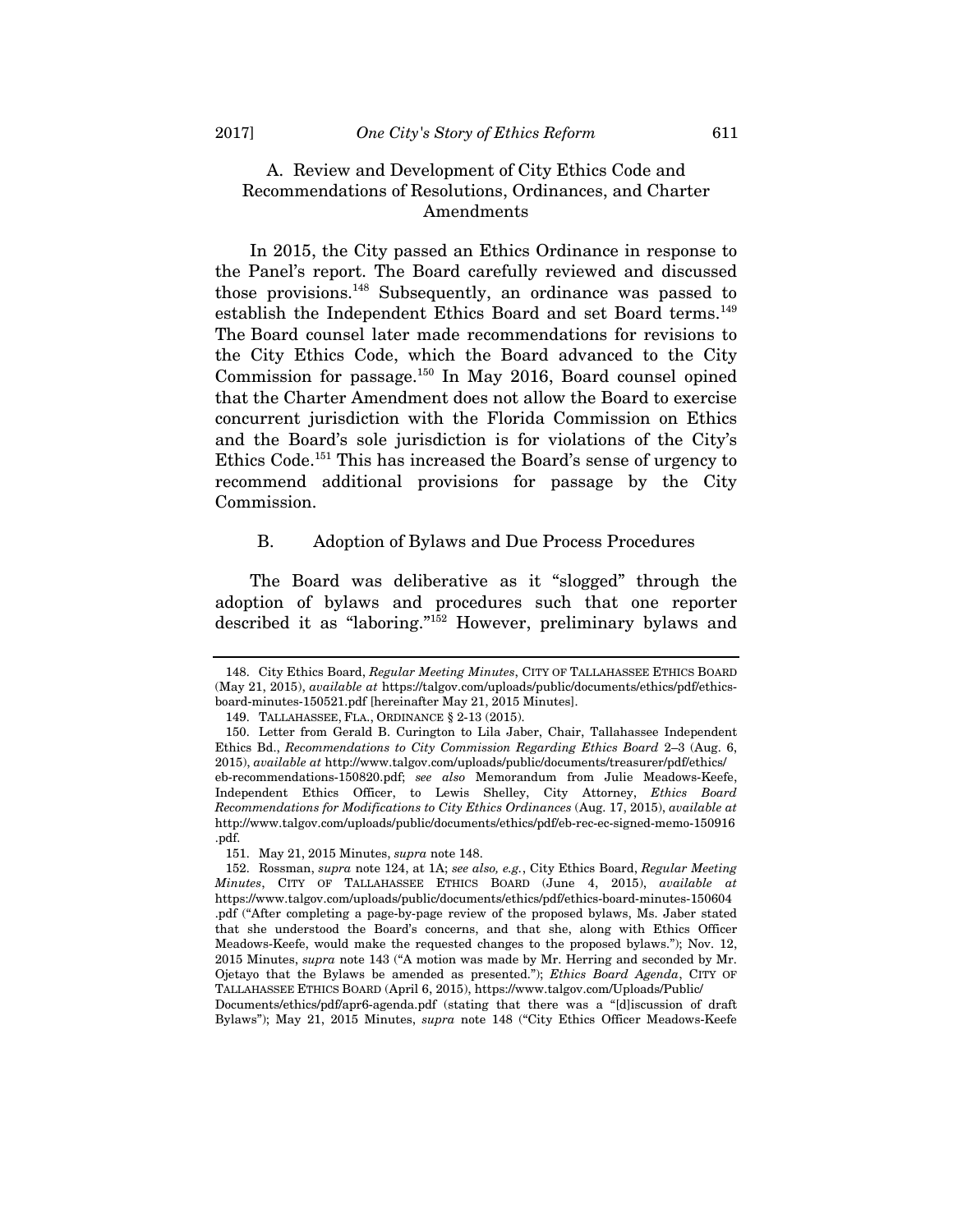### A. Review and Development of City Ethics Code and Recommendations of Resolutions, Ordinances, and Charter Amendments

In 2015, the City passed an Ethics Ordinance in response to the Panel's report. The Board carefully reviewed and discussed those provisions.[148] Subsequently, an ordinance was passed to establish the Independent Ethics Board and set Board terms.[149] The Board counsel later made recommendations for revisions to the City Ethics Code, which the Board advanced to the City Commission for passage.[150] In May 2016, Board counsel opined that the Charter Amendment does not allow the Board to exercise concurrent jurisdiction with the Florida Commission on Ethics and the Board's sole jurisdiction is for violations of the City's Ethics Code.[151] This has increased the Board's sense of urgency to recommend additional provisions for passage by the City Commission.

### B. Adoption of Bylaws and Due Process Procedures

The Board was deliberative as it "slogged" through the adoption of bylaws and procedures such that one reporter described it as "laboring."[152] However, preliminary bylaws and

---

148. City Ethics Board, *Regular Meeting Minutes*, CITY OF TALLAHASSEE ETHICS BOARD (May 21, 2015), *available at* https://talgov.com/uploads/public/documents/ethics/pdf/ethics-board-minutes-150521.pdf [hereinafter May 21, 2015 Minutes].

149. TALLAHASSEE, FLA., ORDINANCE § 2-13 (2015).

150. Letter from Gerald B. Curington to Lila Jaber, Chair, Tallahassee Independent Ethics Bd., *Recommendations to City Commission Regarding Ethics Board* 2–3 (Aug. 6, 2015), *available at* http://www.talgov.com/uploads/public/documents/treasurer/pdf/ethics/eb-recommendations-150820.pdf; *see also* Memorandum from Julie Meadows-Keefe, Independent Ethics Officer, to Lewis Shelley, City Attorney, *Ethics Board Recommendations for Modifications to City Ethics Ordinances* (Aug. 17, 2015), *available at* http://www.talgov.com/uploads/public/documents/ethics/pdf/eb-rec-ec-signed-memo-150916.pdf.

151. May 21, 2015 Minutes, *supra* note 148.

152. Rossman, *supra* note 124, at 1A; *see also, e.g.*, City Ethics Board, *Regular Meeting Minutes*, CITY OF TALLAHASSEE ETHICS BOARD (June 4, 2015), *available at* https://www.talgov.com/uploads/public/documents/ethics/pdf/ethics-board-minutes-150604.pdf ("After completing a page-by-page review of the proposed bylaws, Ms. Jaber stated that she understood the Board's concerns, and that she, along with Ethics Officer Meadows-Keefe, would make the requested changes to the proposed bylaws."); Nov. 12, 2015 Minutes, *supra* note 143 ("A motion was made by Mr. Herring and seconded by Mr. Ojetayo that the Bylaws be amended as presented."); *Ethics Board Agenda*, CITY OF TALLAHASSEE ETHICS BOARD (April 6, 2015), https://www.talgov.com/Uploads/Public/Documents/ethics/pdf/apr6-agenda.pdf (stating that there was a "[d]iscussion of draft Bylaws"); May 21, 2015 Minutes, *supra* note 148 ("City Ethics Officer Meadows-Keefe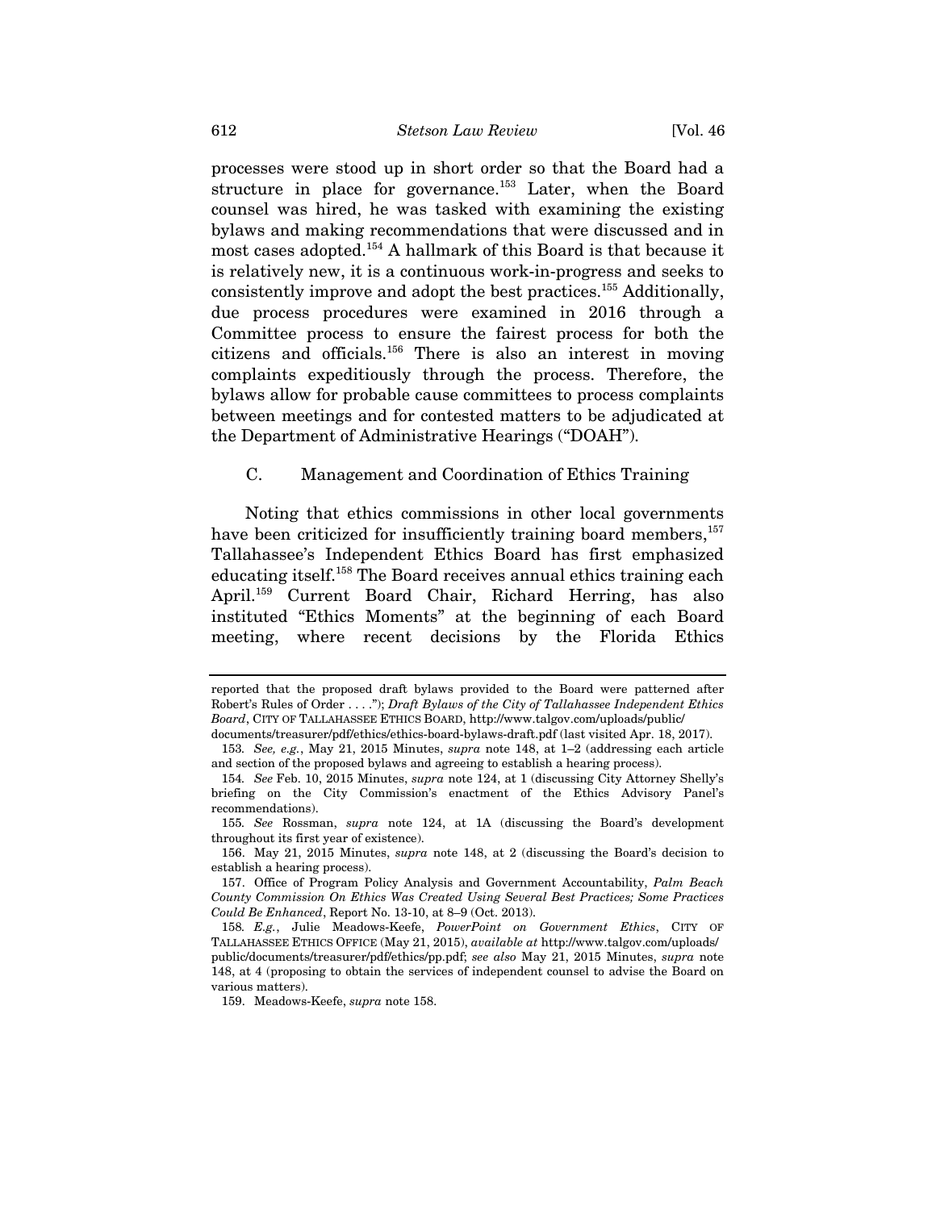processes were stood up in short order so that the Board had a structure in place for governance.[153] Later, when the Board counsel was hired, he was tasked with examining the existing bylaws and making recommendations that were discussed and in most cases adopted.[154] A hallmark of this Board is that because it is relatively new, it is a continuous work-in-progress and seeks to consistently improve and adopt the best practices.[155] Additionally, due process procedures were examined in 2016 through a Committee process to ensure the fairest process for both the citizens and officials.[156] There is also an interest in moving complaints expeditiously through the process. Therefore, the bylaws allow for probable cause committees to process complaints between meetings and for contested matters to be adjudicated at the Department of Administrative Hearings ("DOAH").

### C. Management and Coordination of Ethics Training

Noting that ethics commissions in other local governments have been criticized for insufficiently training board members,[157] Tallahassee's Independent Ethics Board has first emphasized educating itself.[158] The Board receives annual ethics training each April.[159] Current Board Chair, Richard Herring, has also instituted "Ethics Moments" at the beginning of each Board meeting, where recent decisions by the Florida Ethics

---

reported that the proposed draft bylaws provided to the Board were patterned after Robert's Rules of Order . . . ."); *Draft Bylaws of the City of Tallahassee Independent Ethics Board*, CITY OF TALLAHASSEE ETHICS BOARD, http://www.talgov.com/uploads/public/documents/treasurer/pdf/ethics/ethics-board-bylaws-draft.pdf (last visited Apr. 18, 2017).

153. *See, e.g.*, May 21, 2015 Minutes, *supra* note 148, at 1–2 (addressing each article and section of the proposed bylaws and agreeing to establish a hearing process).

154. *See* Feb. 10, 2015 Minutes, *supra* note 124, at 1 (discussing City Attorney Shelly's briefing on the City Commission's enactment of the Ethics Advisory Panel's recommendations).

155. *See* Rossman, *supra* note 124, at 1A (discussing the Board's development throughout its first year of existence).

156. May 21, 2015 Minutes, *supra* note 148, at 2 (discussing the Board's decision to establish a hearing process).

157. Office of Program Policy Analysis and Government Accountability, *Palm Beach County Commission On Ethics Was Created Using Several Best Practices; Some Practices Could Be Enhanced*, Report No. 13-10, at 8–9 (Oct. 2013).

158. *E.g.*, Julie Meadows-Keefe, *PowerPoint on Government Ethics*, CITY OF TALLAHASSEE ETHICS OFFICE (May 21, 2015), *available at* http://www.talgov.com/uploads/public/documents/treasurer/pdf/ethics/pp.pdf; *see also* May 21, 2015 Minutes, *supra* note 148, at 4 (proposing to obtain the services of independent counsel to advise the Board on various matters).

159. Meadows-Keefe, *supra* note 158.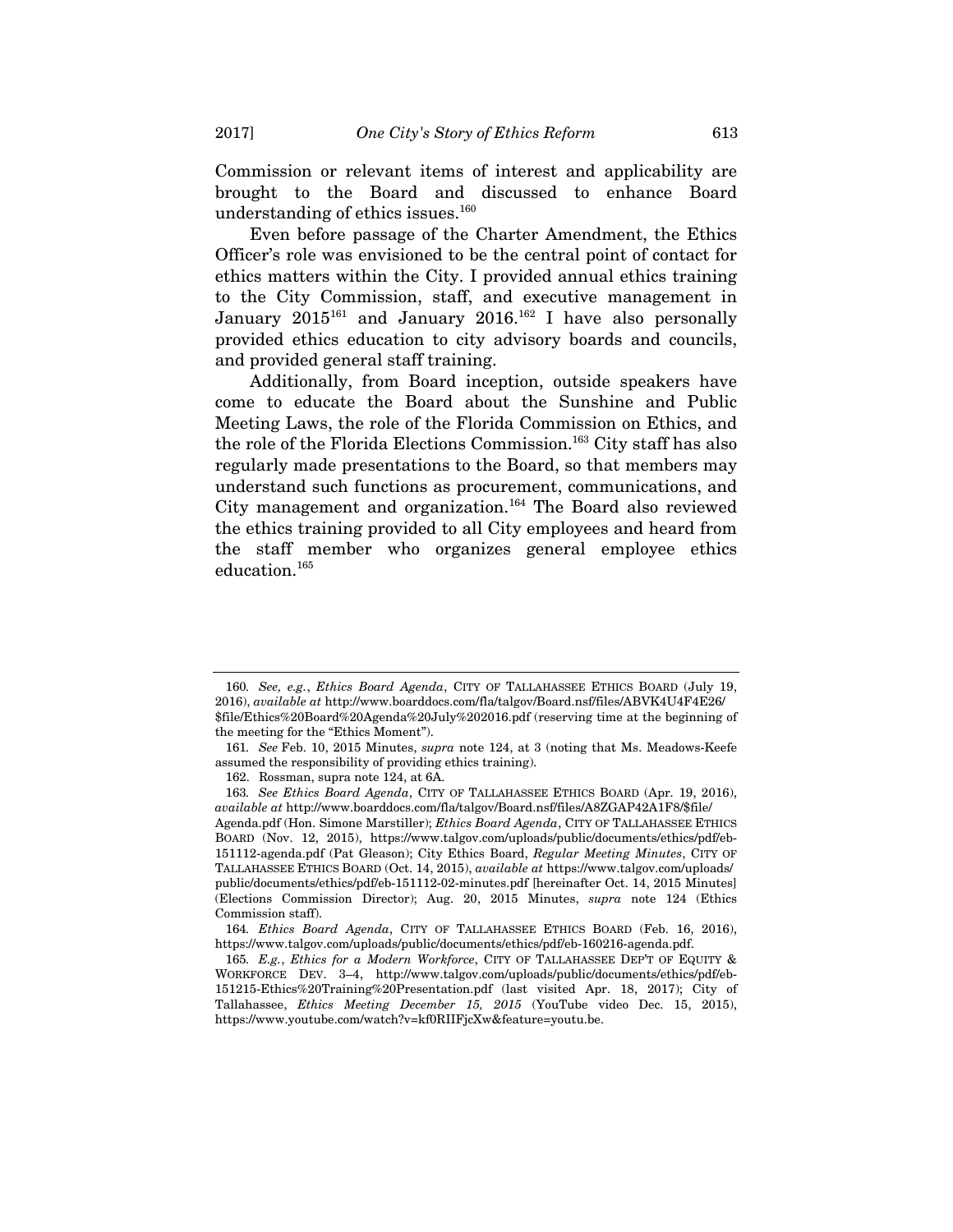Commission or relevant items of interest and applicability are brought to the Board and discussed to enhance Board understanding of ethics issues.[160]

Even before passage of the Charter Amendment, the Ethics Officer's role was envisioned to be the central point of contact for ethics matters within the City. I provided annual ethics training to the City Commission, staff, and executive management in January 2015[161] and January 2016.[162] I have also personally provided ethics education to city advisory boards and councils, and provided general staff training.

Additionally, from Board inception, outside speakers have come to educate the Board about the Sunshine and Public Meeting Laws, the role of the Florida Commission on Ethics, and the role of the Florida Elections Commission.[163] City staff has also regularly made presentations to the Board, so that members may understand such functions as procurement, communications, and City management and organization.[164] The Board also reviewed the ethics training provided to all City employees and heard from the staff member who organizes general employee ethics education.[165]

---

160. *See, e.g.*, *Ethics Board Agenda*, CITY OF TALLAHASSEE ETHICS BOARD (July 19, 2016), *available at* http://www.boarddocs.com/fla/talgov/Board.nsf/files/ABVK4U4F4E26/$file/Ethics%20Board%20Agenda%20July%202016.pdf (reserving time at the beginning of the meeting for the "Ethics Moment").

161. *See* Feb. 10, 2015 Minutes, *supra* note 124, at 3 (noting that Ms. Meadows-Keefe assumed the responsibility of providing ethics training).

162. Rossman, supra note 124, at 6A.

163. *See Ethics Board Agenda*, CITY OF TALLAHASSEE ETHICS BOARD (Apr. 19, 2016), *available at* http://www.boarddocs.com/fla/talgov/Board.nsf/files/A8ZGAP42A1F8/$file/Agenda.pdf (Hon. Simone Marstiller); *Ethics Board Agenda*, CITY OF TALLAHASSEE ETHICS BOARD (Nov. 12, 2015), https://www.talgov.com/uploads/public/documents/ethics/pdf/eb-151112-agenda.pdf (Pat Gleason); City Ethics Board, *Regular Meeting Minutes*, CITY OF TALLAHASSEE ETHICS BOARD (Oct. 14, 2015), *available at* https://www.talgov.com/uploads/public/documents/ethics/pdf/eb-151112-02-minutes.pdf [hereinafter Oct. 14, 2015 Minutes] (Elections Commission Director); Aug. 20, 2015 Minutes, *supra* note 124 (Ethics Commission staff).

164. *Ethics Board Agenda*, CITY OF TALLAHASSEE ETHICS BOARD (Feb. 16, 2016), https://www.talgov.com/uploads/public/documents/ethics/pdf/eb-160216-agenda.pdf.

165. *E.g.*, *Ethics for a Modern Workforce*, CITY OF TALLAHASSEE DEP'T OF EQUITY & WORKFORCE DEV. 3–4, http://www.talgov.com/uploads/public/documents/ethics/pdf/eb-151215-Ethics%20Training%20Presentation.pdf (last visited Apr. 18, 2017); City of Tallahassee, *Ethics Meeting December 15, 2015* (YouTube video Dec. 15, 2015), https://www.youtube.com/watch?v=kf0RIIFjcXw&feature=youtu.be.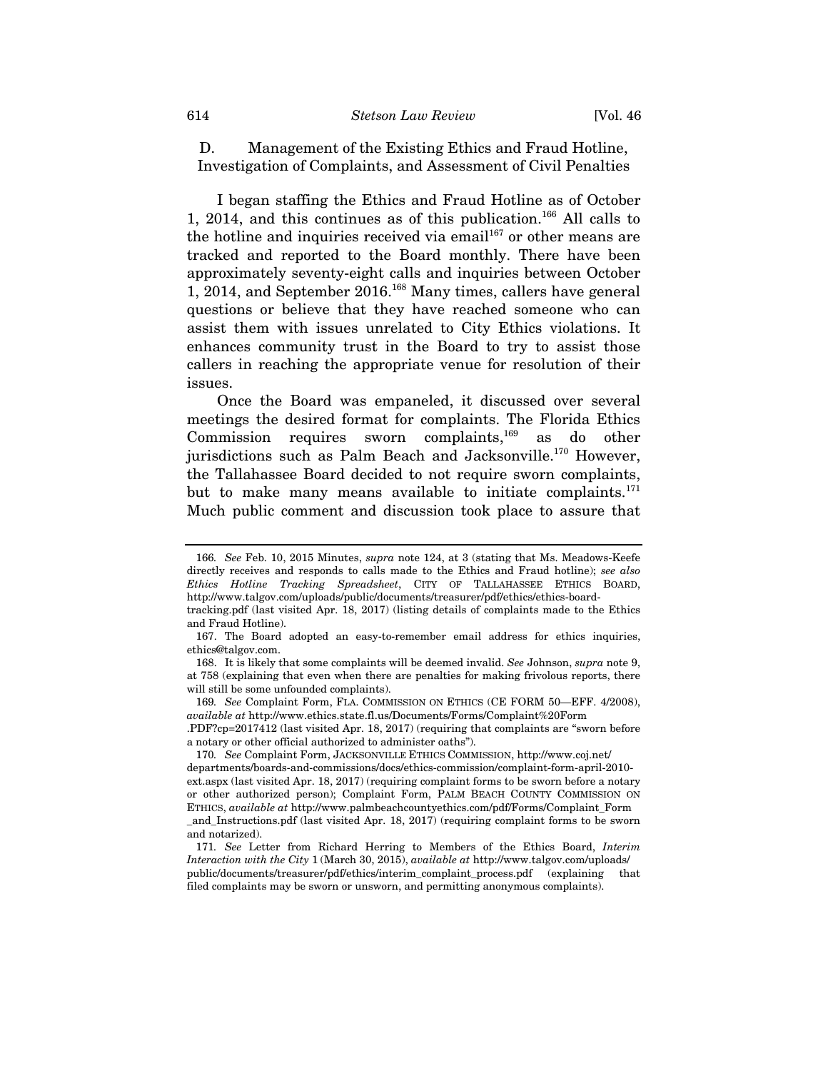### D. Management of the Existing Ethics and Fraud Hotline, Investigation of Complaints, and Assessment of Civil Penalties

I began staffing the Ethics and Fraud Hotline as of October 1, 2014, and this continues as of this publication.[166] All calls to the hotline and inquiries received via email[167] or other means are tracked and reported to the Board monthly. There have been approximately seventy-eight calls and inquiries between October 1, 2014, and September 2016.[168] Many times, callers have general questions or believe that they have reached someone who can assist them with issues unrelated to City Ethics violations. It enhances community trust in the Board to try to assist those callers in reaching the appropriate venue for resolution of their issues.

Once the Board was empaneled, it discussed over several meetings the desired format for complaints. The Florida Ethics Commission requires sworn complaints,[169] as do other jurisdictions such as Palm Beach and Jacksonville.[170] However, the Tallahassee Board decided to not require sworn complaints, but to make many means available to initiate complaints.[171] Much public comment and discussion took place to assure that

---

166. *See* Feb. 10, 2015 Minutes, *supra* note 124, at 3 (stating that Ms. Meadows-Keefe directly receives and responds to calls made to the Ethics and Fraud hotline); *see also Ethics Hotline Tracking Spreadsheet*, CITY OF TALLAHASSEE ETHICS BOARD, http://www.talgov.com/uploads/public/documents/treasurer/pdf/ethics/ethics-board-tracking.pdf (last visited Apr. 18, 2017) (listing details of complaints made to the Ethics and Fraud Hotline).

167. The Board adopted an easy-to-remember email address for ethics inquiries, ethics@talgov.com.

168. It is likely that some complaints will be deemed invalid. *See* Johnson, *supra* note 9, at 758 (explaining that even when there are penalties for making frivolous reports, there will still be some unfounded complaints).

169. *See* Complaint Form, FLA. COMMISSION ON ETHICS (CE FORM 50—EFF. 4/2008), *available at* http://www.ethics.state.fl.us/Documents/Forms/Complaint%20Form.PDF?cp=2017412 (last visited Apr. 18, 2017) (requiring that complaints are "sworn before a notary or other official authorized to administer oaths").

170. *See* Complaint Form, JACKSONVILLE ETHICS COMMISSION, http://www.coj.net/departments/boards-and-commissions/docs/ethics-commission/complaint-form-april-2010-ext.aspx (last visited Apr. 18, 2017) (requiring complaint forms to be sworn before a notary or other authorized person); Complaint Form, PALM BEACH COUNTY COMMISSION ON ETHICS, *available at* http://www.palmbeachcountyethics.com/pdf/Forms/Complaint_Form_and_Instructions.pdf (last visited Apr. 18, 2017) (requiring complaint forms to be sworn and notarized).

171. *See* Letter from Richard Herring to Members of the Ethics Board, *Interim Interaction with the City* 1 (March 30, 2015), *available at* http://www.talgov.com/uploads/public/documents/treasurer/pdf/ethics/interim_complaint_process.pdf (explaining that filed complaints may be sworn or unsworn, and permitting anonymous complaints).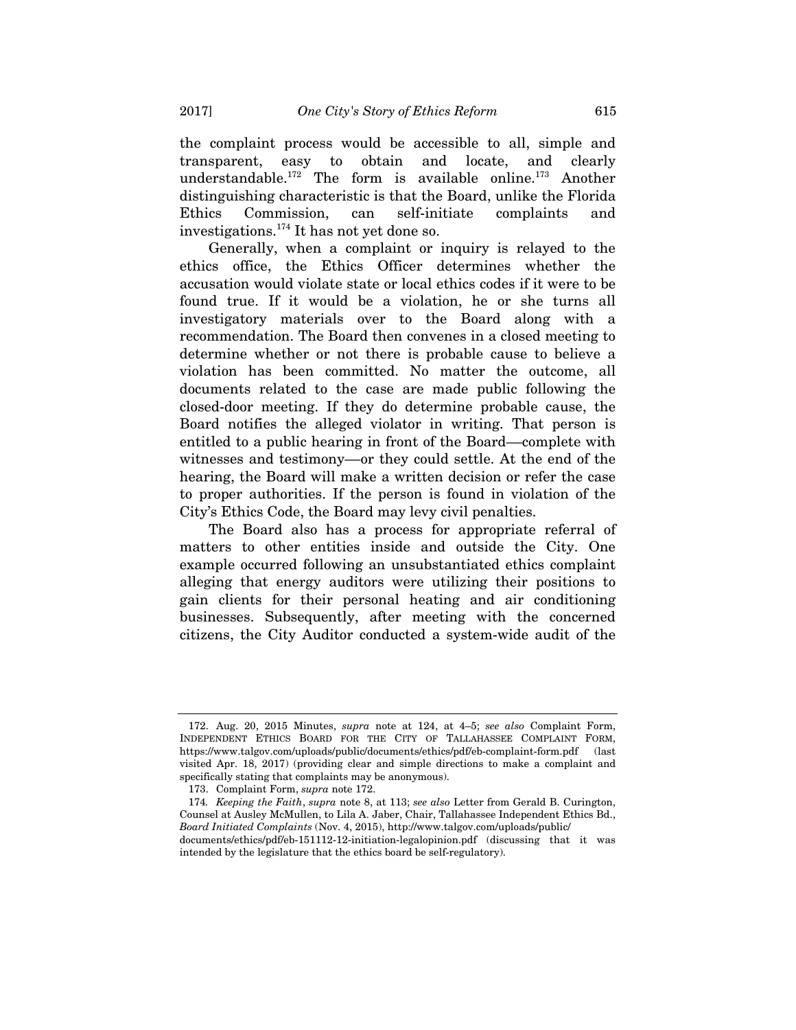the complaint process would be accessible to all, simple and transparent, easy to obtain and locate, and clearly understandable.[172] The form is available online.[173] Another distinguishing characteristic is that the Board, unlike the Florida Ethics Commission, can self-initiate complaints and investigations.[174] It has not yet done so.

Generally, when a complaint or inquiry is relayed to the ethics office, the Ethics Officer determines whether the accusation would violate state or local ethics codes if it were to be found true. If it would be a violation, he or she turns all investigatory materials over to the Board along with a recommendation. The Board then convenes in a closed meeting to determine whether or not there is probable cause to believe a violation has been committed. No matter the outcome, all documents related to the case are made public following the closed-door meeting. If they do determine probable cause, the Board notifies the alleged violator in writing. That person is entitled to a public hearing in front of the Board––complete with witnesses and testimony––or they could settle. At the end of the hearing, the Board will make a written decision or refer the case to proper authorities. If the person is found in violation of the City's Ethics Code, the Board may levy civil penalties.

The Board also has a process for appropriate referral of matters to other entities inside and outside the City. One example occurred following an unsubstantiated ethics complaint alleging that energy auditors were utilizing their positions to gain clients for their personal heating and air conditioning businesses. Subsequently, after meeting with the concerned citizens, the City Auditor conducted a system-wide audit of the

---

172. Aug. 20, 2015 Minutes, *supra* note at 124, at 4–5; *see also* Complaint Form, INDEPENDENT ETHICS BOARD FOR THE CITY OF TALLAHASSEE COMPLAINT FORM, https://www.talgov.com/uploads/public/documents/ethics/pdf/eb-complaint-form.pdf (last visited Apr. 18, 2017) (providing clear and simple directions to make a complaint and specifically stating that complaints may be anonymous).

173. Complaint Form, *supra* note 172.

174. *Keeping the Faith*, *supra* note 8, at 113; *see also* Letter from Gerald B. Curington, Counsel at Ausley McMullen, to Lila A. Jaber, Chair, Tallahassee Independent Ethics Bd., *Board Initiated Complaints* (Nov. 4, 2015), http://www.talgov.com/uploads/public/documents/ethics/pdf/eb-151112-12-initiation-legalopinion.pdf (discussing that it was intended by the legislature that the ethics board be self-regulatory).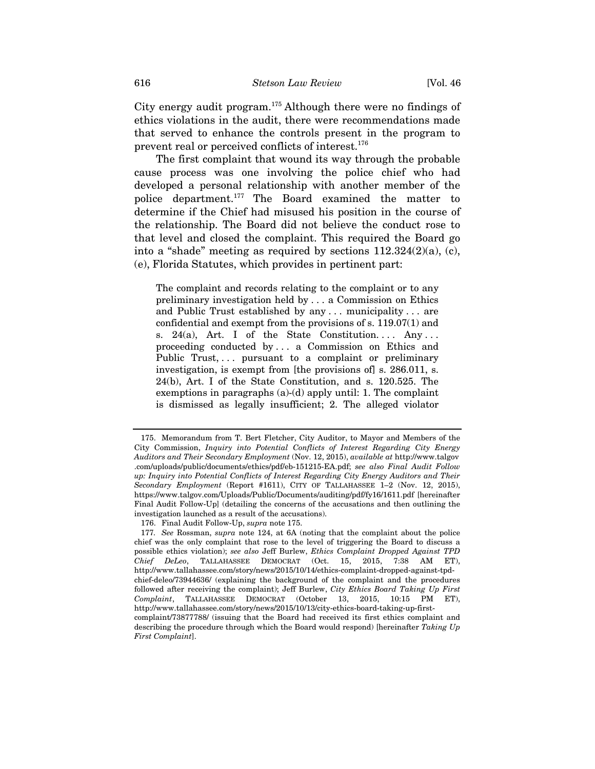City energy audit program.[175] Although there were no findings of ethics violations in the audit, there were recommendations made that served to enhance the controls present in the program to prevent real or perceived conflicts of interest.[176]

The first complaint that wound its way through the probable cause process was one involving the police chief who had developed a personal relationship with another member of the police department.[177] The Board examined the matter to determine if the Chief had misused his position in the course of the relationship. The Board did not believe the conduct rose to that level and closed the complaint. This required the Board go into a "shade" meeting as required by sections 112.324(2)(a), (c), (e), Florida Statutes, which provides in pertinent part:

> The complaint and records relating to the complaint or to any preliminary investigation held by . . . a Commission on Ethics and Public Trust established by any . . . municipality . . . are confidential and exempt from the provisions of s. 119.07(1) and s. 24(a), Art. I of the State Constitution. . . . Any . . . proceeding conducted by . . . a Commission on Ethics and Public Trust, . . . pursuant to a complaint or preliminary investigation, is exempt from [the provisions of] s. 286.011, s. 24(b), Art. I of the State Constitution, and s. 120.525. The exemptions in paragraphs (a)-(d) apply until: 1. The complaint is dismissed as legally insufficient; 2. The alleged violator

---

175. Memorandum from T. Bert Fletcher, City Auditor, to Mayor and Members of the City Commission, *Inquiry into Potential Conflicts of Interest Regarding City Energy Auditors and Their Secondary Employment* (Nov. 12, 2015), *available at* http://www.talgov.com/uploads/public/documents/ethics/pdf/eb-151215-EA.pdf; *see also Final Audit Follow up: Inquiry into Potential Conflicts of Interest Regarding City Energy Auditors and Their Secondary Employment* (Report #1611), CITY OF TALLAHASSEE 1–2 (Nov. 12, 2015), https://www.talgov.com/Uploads/Public/Documents/auditing/pdf/fy16/1611.pdf [hereinafter Final Audit Follow-Up] (detailing the concerns of the accusations and then outlining the investigation launched as a result of the accusations).

176. Final Audit Follow-Up, *supra* note 175.

177. *See* Rossman, *supra* note 124, at 6A (noting that the complaint about the police chief was the only complaint that rose to the level of triggering the Board to discuss a possible ethics violation); *see also* Jeff Burlew, *Ethics Complaint Dropped Against TPD Chief DeLeo*, TALLAHASSEE DEMOCRAT (Oct. 15, 2015, 7:38 AM ET), http://www.tallahassee.com/story/news/2015/10/14/ethics-complaint-dropped-against-tpd-chief-deleo/73944636/ (explaining the background of the complaint and the procedures followed after receiving the complaint); Jeff Burlew, *City Ethics Board Taking Up First Complaint*, TALLAHASSEE DEMOCRAT (October 13, 2015, 10:15 PM ET), http://www.tallahassee.com/story/news/2015/10/13/city-ethics-board-taking-up-first-complaint/73877788/ (issuing that the Board had received its first ethics complaint and describing the procedure through which the Board would respond) [hereinafter *Taking Up First Complaint*].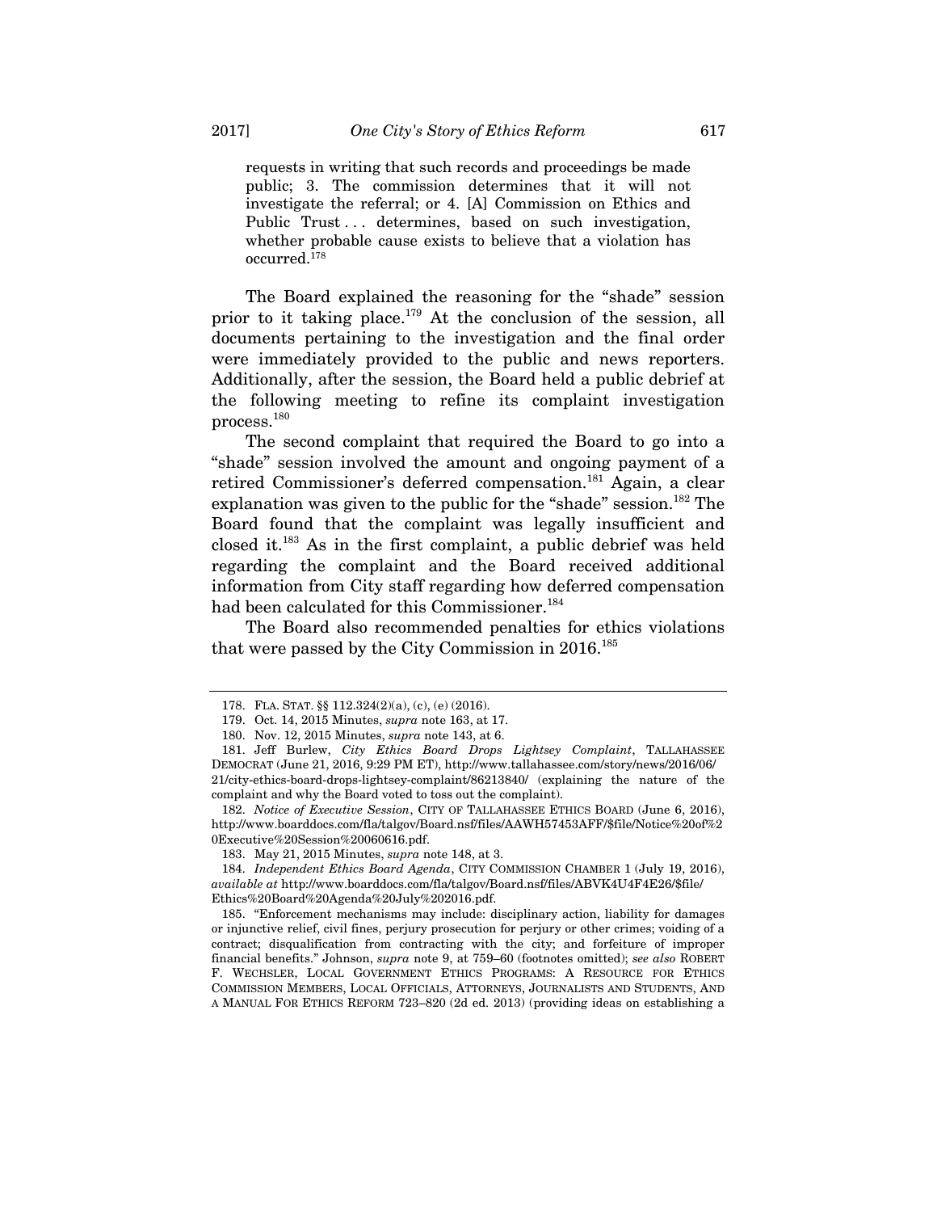> requests in writing that such records and proceedings be made public; 3. The commission determines that it will not investigate the referral; or 4. [A] Commission on Ethics and Public Trust . . . determines, based on such investigation, whether probable cause exists to believe that a violation has occurred.[178]

The Board explained the reasoning for the "shade" session prior to it taking place.[179] At the conclusion of the session, all documents pertaining to the investigation and the final order were immediately provided to the public and news reporters. Additionally, after the session, the Board held a public debrief at the following meeting to refine its complaint investigation process.[180]

The second complaint that required the Board to go into a "shade" session involved the amount and ongoing payment of a retired Commissioner's deferred compensation.[181] Again, a clear explanation was given to the public for the "shade" session.[182] The Board found that the complaint was legally insufficient and closed it.[183] As in the first complaint, a public debrief was held regarding the complaint and the Board received additional information from City staff regarding how deferred compensation had been calculated for this Commissioner.[184]

The Board also recommended penalties for ethics violations that were passed by the City Commission in 2016.[185]

---

178. FLA. STAT. §§ 112.324(2)(a), (c), (e) (2016).

179. Oct. 14, 2015 Minutes, *supra* note 163, at 17.

180. Nov. 12, 2015 Minutes, *supra* note 143, at 6.

181. Jeff Burlew, *City Ethics Board Drops Lightsey Complaint*, TALLAHASSEE DEMOCRAT (June 21, 2016, 9:29 PM ET), http://www.tallahassee.com/story/news/2016/06/21/city-ethics-board-drops-lightsey-complaint/86213840/ (explaining the nature of the complaint and why the Board voted to toss out the complaint).

182. *Notice of Executive Session*, CITY OF TALLAHASSEE ETHICS BOARD (June 6, 2016), http://www.boarddocs.com/fla/talgov/Board.nsf/files/AAWH57453AFF/$file/Notice%20of%20Executive%20Session%20060616.pdf.

183. May 21, 2015 Minutes, *supra* note 148, at 3.

184. *Independent Ethics Board Agenda*, CITY COMMISSION CHAMBER 1 (July 19, 2016), *available at* http://www.boarddocs.com/fla/talgov/Board.nsf/files/ABVK4U4F4E26/$file/Ethics%20Board%20Agenda%20July%202016.pdf.

185. "Enforcement mechanisms may include: disciplinary action, liability for damages or injunctive relief, civil fines, perjury prosecution for perjury or other crimes; voiding of a contract; disqualification from contracting with the city; and forfeiture of improper financial benefits." Johnson, *supra* note 9, at 759–60 (footnotes omitted); *see also* ROBERT F. WECHSLER, LOCAL GOVERNMENT ETHICS PROGRAMS: A RESOURCE FOR ETHICS COMMISSION MEMBERS, LOCAL OFFICIALS, ATTORNEYS, JOURNALISTS AND STUDENTS, AND A MANUAL FOR ETHICS REFORM 723–820 (2d ed. 2013) (providing ideas on establishing a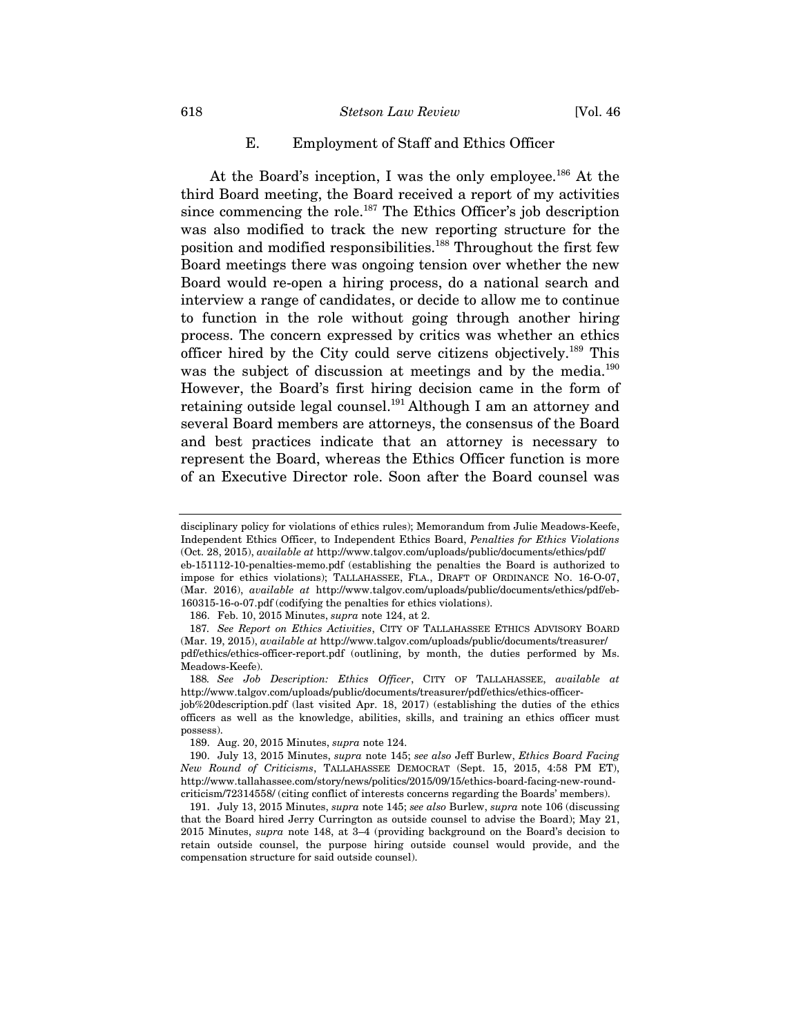### E. Employment of Staff and Ethics Officer

At the Board's inception, I was the only employee.[186] At the third Board meeting, the Board received a report of my activities since commencing the role.[187] The Ethics Officer's job description was also modified to track the new reporting structure for the position and modified responsibilities.[188] Throughout the first few Board meetings there was ongoing tension over whether the new Board would re-open a hiring process, do a national search and interview a range of candidates, or decide to allow me to continue to function in the role without going through another hiring process. The concern expressed by critics was whether an ethics officer hired by the City could serve citizens objectively.[189] This was the subject of discussion at meetings and by the media.[190] However, the Board's first hiring decision came in the form of retaining outside legal counsel.[191] Although I am an attorney and several Board members are attorneys, the consensus of the Board and best practices indicate that an attorney is necessary to represent the Board, whereas the Ethics Officer function is more of an Executive Director role. Soon after the Board counsel was

---

disciplinary policy for violations of ethics rules); Memorandum from Julie Meadows-Keefe, Independent Ethics Officer, to Independent Ethics Board, *Penalties for Ethics Violations* (Oct. 28, 2015), *available at* http://www.talgov.com/uploads/public/documents/ethics/pdf/eb-151112-10-penalties-memo.pdf (establishing the penalties the Board is authorized to impose for ethics violations); TALLAHASSEE, FLA., DRAFT OF ORDINANCE NO. 16-O-07, (Mar. 2016), *available at* http://www.talgov.com/uploads/public/documents/ethics/pdf/eb-160315-16-o-07.pdf (codifying the penalties for ethics violations).

186. Feb. 10, 2015 Minutes, *supra* note 124, at 2.

187. *See Report on Ethics Activities*, CITY OF TALLAHASSEE ETHICS ADVISORY BOARD (Mar. 19, 2015), *available at* http://www.talgov.com/uploads/public/documents/treasurer/pdf/ethics/ethics-officer-report.pdf (outlining, by month, the duties performed by Ms. Meadows-Keefe).

188. *See Job Description: Ethics Officer*, CITY OF TALLAHASSEE, *available at* http://www.talgov.com/uploads/public/documents/treasurer/pdf/ethics/ethics-officer-job%20description.pdf (last visited Apr. 18, 2017) (establishing the duties of the ethics officers as well as the knowledge, abilities, skills, and training an ethics officer must possess).

189. Aug. 20, 2015 Minutes, *supra* note 124.

190. July 13, 2015 Minutes, *supra* note 145; *see also* Jeff Burlew, *Ethics Board Facing New Round of Criticisms*, TALLAHASSEE DEMOCRAT (Sept. 15, 2015, 4:58 PM ET), http://www.tallahassee.com/story/news/politics/2015/09/15/ethics-board-facing-new-round-criticism/72314558/ (citing conflict of interests concerns regarding the Boards' members).

191. July 13, 2015 Minutes, *supra* note 145; *see also* Burlew, *supra* note 106 (discussing that the Board hired Jerry Currington as outside counsel to advise the Board); May 21, 2015 Minutes, *supra* note 148, at 3–4 (providing background on the Board's decision to retain outside counsel, the purpose hiring outside counsel would provide, and the compensation structure for said outside counsel).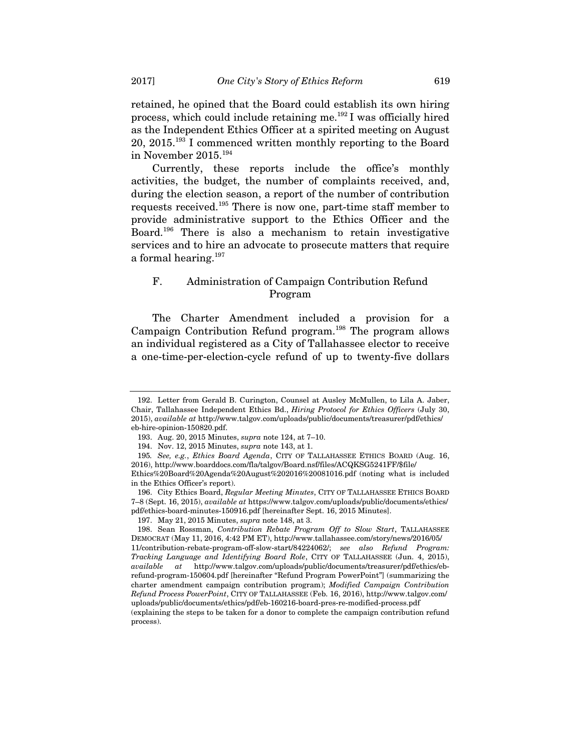retained, he opined that the Board could establish its own hiring process, which could include retaining me.[192] I was officially hired as the Independent Ethics Officer at a spirited meeting on August 20, 2015.[193] I commenced written monthly reporting to the Board in November 2015.[194]

Currently, these reports include the office's monthly activities, the budget, the number of complaints received, and, during the election season, a report of the number of contribution requests received.[195] There is now one, part-time staff member to provide administrative support to the Ethics Officer and the Board.[196] There is also a mechanism to retain investigative services and to hire an advocate to prosecute matters that require a formal hearing.[197]

### F. Administration of Campaign Contribution Refund Program

The Charter Amendment included a provision for a Campaign Contribution Refund program.[198] The program allows an individual registered as a City of Tallahassee elector to receive a one-time-per-election-cycle refund of up to twenty-five dollars

---

192. Letter from Gerald B. Curington, Counsel at Ausley McMullen, to Lila A. Jaber, Chair, Tallahassee Independent Ethics Bd., *Hiring Protocol for Ethics Officers* (July 30, 2015), *available at* http://www.talgov.com/uploads/public/documents/treasurer/pdf/ethics/eb-hire-opinion-150820.pdf.

193. Aug. 20, 2015 Minutes, *supra* note 124, at 7–10.

194. Nov. 12, 2015 Minutes, *supra* note 143, at 1.

195. *See, e.g.*, *Ethics Board Agenda*, CITY OF TALLAHASSEE ETHICS BOARD (Aug. 16, 2016), http://www.boarddocs.com/fla/talgov/Board.nsf/files/ACQKSG5241FF/$file/Ethics%20Board%20Agenda%20August%202016%20081016.pdf (noting what is included in the Ethics Officer's report).

196. City Ethics Board, *Regular Meeting Minutes*, CITY OF TALLAHASSEE ETHICS BOARD 7–8 (Sept. 16, 2015), *available at* https://www.talgov.com/uploads/public/documents/ethics/pdf/ethics-board-minutes-150916.pdf [hereinafter Sept. 16, 2015 Minutes].

197. May 21, 2015 Minutes, *supra* note 148, at 3.

198. Sean Rossman, *Contribution Rebate Program Off to Slow Start*, TALLAHASSEE DEMOCRAT (May 11, 2016, 4:42 PM ET), http://www.tallahassee.com/story/news/2016/05/11/contribution-rebate-program-off-slow-start/84224062/; *see also Refund Program: Tracking Language and Identifying Board Role*, CITY OF TALLAHASSEE (Jun. 4, 2015), *available at* http://www.talgov.com/uploads/public/documents/treasurer/pdf/ethics/eb-refund-program-150604.pdf [hereinafter "Refund Program PowerPoint"] (summarizing the charter amendment campaign contribution program); *Modified Campaign Contribution Refund Process PowerPoint*, CITY OF TALLAHASSEE (Feb. 16, 2016), http://www.talgov.com/uploads/public/documents/ethics/pdf/eb-160216-board-pres-re-modified-process.pdf (explaining the steps to be taken for a donor to complete the campaign contribution refund process).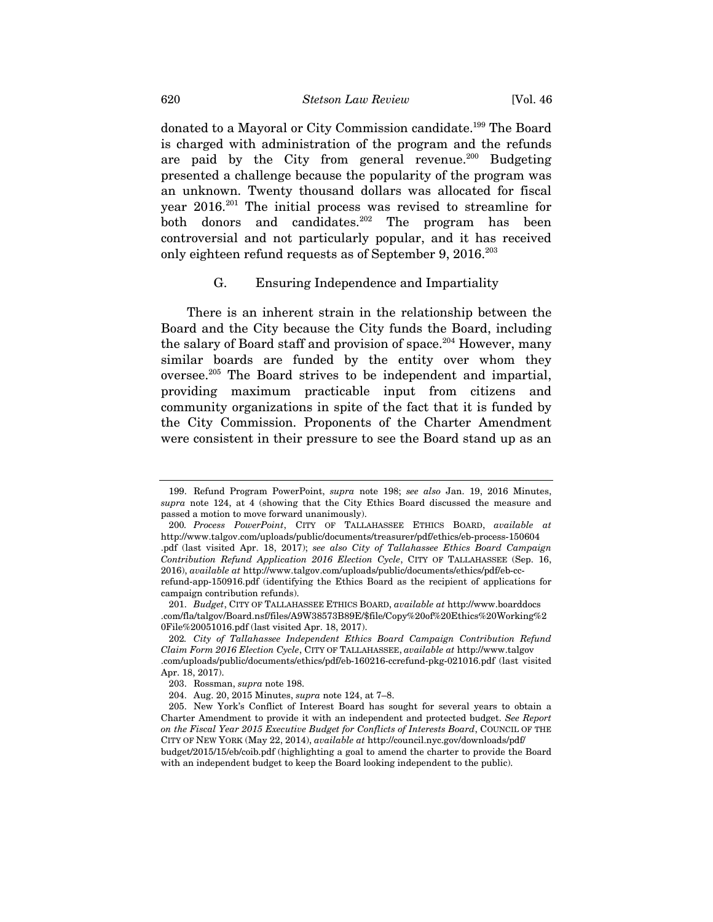donated to a Mayoral or City Commission candidate.[199] The Board is charged with administration of the program and the refunds are paid by the City from general revenue.[200] Budgeting presented a challenge because the popularity of the program was an unknown. Twenty thousand dollars was allocated for fiscal year 2016.[201] The initial process was revised to streamline for both donors and candidates.[202] The program has been controversial and not particularly popular, and it has received only eighteen refund requests as of September 9, 2016.[203]

### G. Ensuring Independence and Impartiality

There is an inherent strain in the relationship between the Board and the City because the City funds the Board, including the salary of Board staff and provision of space.[204] However, many similar boards are funded by the entity over whom they oversee.[205] The Board strives to be independent and impartial, providing maximum practicable input from citizens and community organizations in spite of the fact that it is funded by the City Commission. Proponents of the Charter Amendment were consistent in their pressure to see the Board stand up as an

---

199. Refund Program PowerPoint, *supra* note 198; *see also* Jan. 19, 2016 Minutes, *supra* note 124, at 4 (showing that the City Ethics Board discussed the measure and passed a motion to move forward unanimously).

200. *Process PowerPoint*, CITY OF TALLAHASSEE ETHICS BOARD, *available at* http://www.talgov.com/uploads/public/documents/treasurer/pdf/ethics/eb-process-150604.pdf (last visited Apr. 18, 2017); *see also City of Tallahassee Ethics Board Campaign Contribution Refund Application 2016 Election Cycle*, CITY OF TALLAHASSEE (Sep. 16, 2016), *available at* http://www.talgov.com/uploads/public/documents/ethics/pdf/eb-cc-refund-app-150916.pdf (identifying the Ethics Board as the recipient of applications for campaign contribution refunds).

201. *Budget*, CITY OF TALLAHASSEE ETHICS BOARD, *available at* http://www.boarddocs.com/fla/talgov/Board.nsf/files/A9W38573B89E/$file/Copy%20of%20Ethics%20Working%20File%20051016.pdf (last visited Apr. 18, 2017).

202. *City of Tallahassee Independent Ethics Board Campaign Contribution Refund Claim Form 2016 Election Cycle*, CITY OF TALLAHASSEE, *available at* http://www.talgov.com/uploads/public/documents/ethics/pdf/eb-160216-ccrefund-pkg-021016.pdf (last visited Apr. 18, 2017).

203. Rossman, *supra* note 198.

204. Aug. 20, 2015 Minutes, *supra* note 124, at 7–8.

205. New York's Conflict of Interest Board has sought for several years to obtain a Charter Amendment to provide it with an independent and protected budget. *See Report on the Fiscal Year 2015 Executive Budget for Conflicts of Interests Board*, COUNCIL OF THE CITY OF NEW YORK (May 22, 2014), *available at* http://council.nyc.gov/downloads/pdf/budget/2015/15/eb/coib.pdf (highlighting a goal to amend the charter to provide the Board with an independent budget to keep the Board looking independent to the public).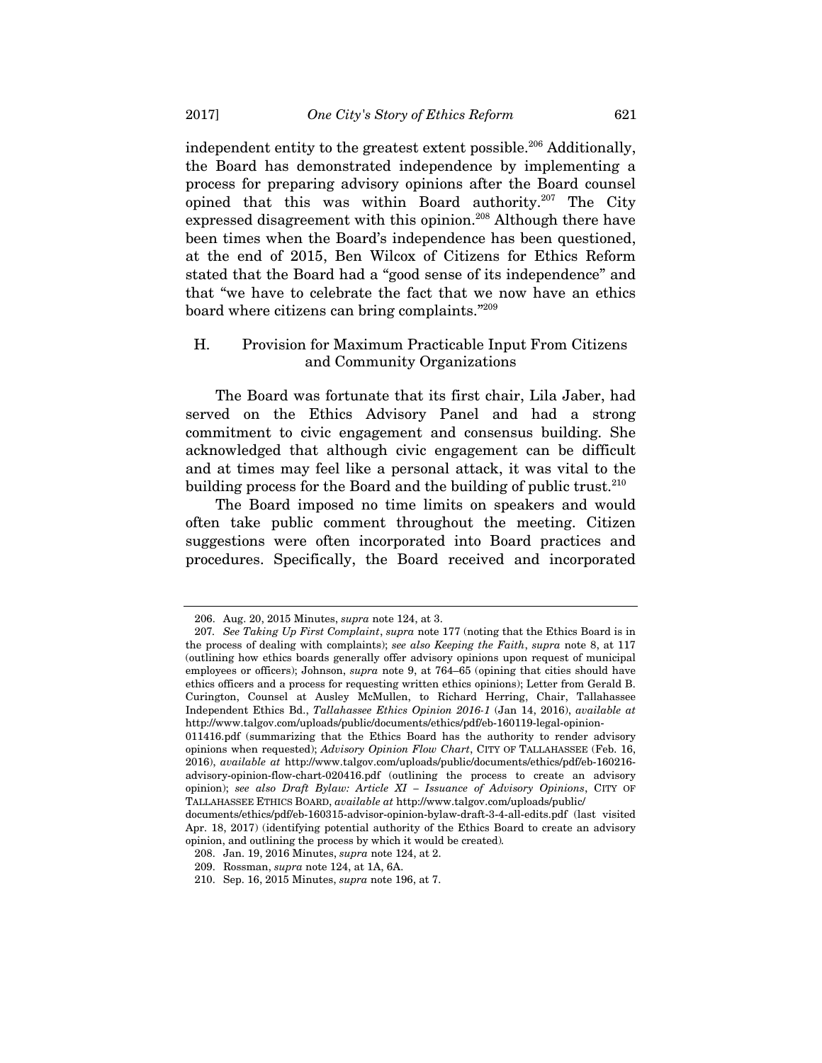independent entity to the greatest extent possible.[206] Additionally, the Board has demonstrated independence by implementing a process for preparing advisory opinions after the Board counsel opined that this was within Board authority.[207] The City expressed disagreement with this opinion.[208] Although there have been times when the Board's independence has been questioned, at the end of 2015, Ben Wilcox of Citizens for Ethics Reform stated that the Board had a "good sense of its independence" and that "we have to celebrate the fact that we now have an ethics board where citizens can bring complaints."[209]

### H. Provision for Maximum Practicable Input From Citizens and Community Organizations

The Board was fortunate that its first chair, Lila Jaber, had served on the Ethics Advisory Panel and had a strong commitment to civic engagement and consensus building. She acknowledged that although civic engagement can be difficult and at times may feel like a personal attack, it was vital to the building process for the Board and the building of public trust.[210]

The Board imposed no time limits on speakers and would often take public comment throughout the meeting. Citizen suggestions were often incorporated into Board practices and procedures. Specifically, the Board received and incorporated

---

206. Aug. 20, 2015 Minutes, *supra* note 124, at 3.

207. *See Taking Up First Complaint*, *supra* note 177 (noting that the Ethics Board is in the process of dealing with complaints); *see also Keeping the Faith*, *supra* note 8, at 117 (outlining how ethics boards generally offer advisory opinions upon request of municipal employees or officers); Johnson, *supra* note 9, at 764–65 (opining that cities should have ethics officers and a process for requesting written ethics opinions); Letter from Gerald B. Curington, Counsel at Ausley McMullen, to Richard Herring, Chair, Tallahassee Independent Ethics Bd., *Tallahassee Ethics Opinion 2016-1* (Jan 14, 2016), *available at* http://www.talgov.com/uploads/public/documents/ethics/pdf/eb-160119-legal-opinion-011416.pdf (summarizing that the Ethics Board has the authority to render advisory opinions when requested); *Advisory Opinion Flow Chart*, CITY OF TALLAHASSEE (Feb. 16, 2016), *available at* http://www.talgov.com/uploads/public/documents/ethics/pdf/eb-160216-advisory-opinion-flow-chart-020416.pdf (outlining the process to create an advisory opinion); *see also Draft Bylaw: Article XI – Issuance of Advisory Opinions*, CITY OF TALLAHASSEE ETHICS BOARD, *available at* http://www.talgov.com/uploads/public/documents/ethics/pdf/eb-160315-advisor-opinion-bylaw-draft-3-4-all-edits.pdf (last visited Apr. 18, 2017) (identifying potential authority of the Ethics Board to create an advisory opinion, and outlining the process by which it would be created).

208. Jan. 19, 2016 Minutes, *supra* note 124, at 2.

209. Rossman, *supra* note 124, at 1A, 6A.

210. Sep. 16, 2015 Minutes, *supra* note 196, at 7.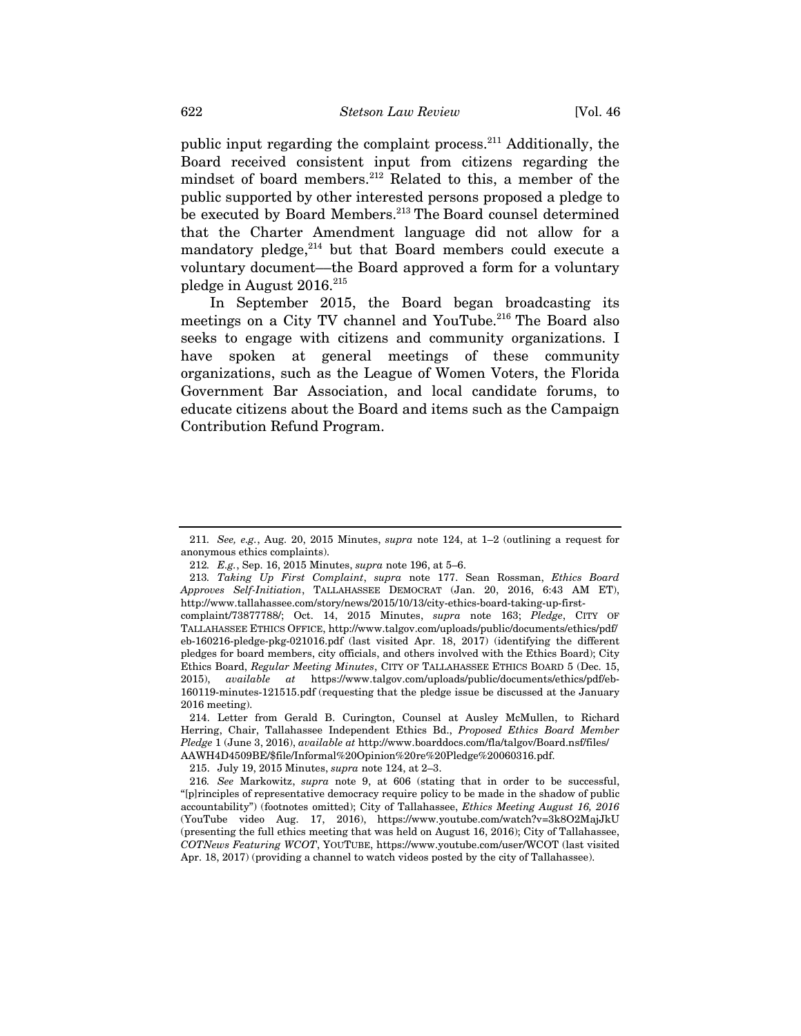public input regarding the complaint process.[211] Additionally, the Board received consistent input from citizens regarding the mindset of board members.[212] Related to this, a member of the public supported by other interested persons proposed a pledge to be executed by Board Members.[213] The Board counsel determined that the Charter Amendment language did not allow for a mandatory pledge,[214] but that Board members could execute a voluntary document—the Board approved a form for a voluntary pledge in August 2016.[215]

In September 2015, the Board began broadcasting its meetings on a City TV channel and YouTube.[216] The Board also seeks to engage with citizens and community organizations. I have spoken at general meetings of these community organizations, such as the League of Women Voters, the Florida Government Bar Association, and local candidate forums, to educate citizens about the Board and items such as the Campaign Contribution Refund Program.

---

211. *See, e.g.*, Aug. 20, 2015 Minutes, *supra* note 124, at 1–2 (outlining a request for anonymous ethics complaints).

212. *E.g.*, Sep. 16, 2015 Minutes, *supra* note 196, at 5–6.

213. *Taking Up First Complaint*, *supra* note 177. Sean Rossman, *Ethics Board Approves Self-Initiation*, TALLAHASSEE DEMOCRAT (Jan. 20, 2016, 6:43 AM ET), http://www.tallahassee.com/story/news/2015/10/13/city-ethics-board-taking-up-first-complaint/73877788/; Oct. 14, 2015 Minutes, *supra* note 163; *Pledge*, CITY OF TALLAHASSEE ETHICS OFFICE, http://www.talgov.com/uploads/public/documents/ethics/pdf/eb-160216-pledge-pkg-021016.pdf (last visited Apr. 18, 2017) (identifying the different pledges for board members, city officials, and others involved with the Ethics Board); City Ethics Board, *Regular Meeting Minutes*, CITY OF TALLAHASSEE ETHICS BOARD 5 (Dec. 15, 2015), *available at* https://www.talgov.com/uploads/public/documents/ethics/pdf/eb-160119-minutes-121515.pdf (requesting that the pledge issue be discussed at the January 2016 meeting).

214. Letter from Gerald B. Curington, Counsel at Ausley McMullen, to Richard Herring, Chair, Tallahassee Independent Ethics Bd., *Proposed Ethics Board Member Pledge* 1 (June 3, 2016), *available at* http://www.boarddocs.com/fla/talgov/Board.nsf/files/AAWH4D4509BE/$file/Informal%20Opinion%20re%20Pledge%20060316.pdf.

215. July 19, 2015 Minutes, *supra* note 124, at 2–3.

216. *See* Markowitz, *supra* note 9, at 606 (stating that in order to be successful, "[p]rinciples of representative democracy require policy to be made in the shadow of public accountability") (footnotes omitted); City of Tallahassee, *Ethics Meeting August 16, 2016* (YouTube video Aug. 17, 2016), https://www.youtube.com/watch?v=3k8O2MajJkU (presenting the full ethics meeting that was held on August 16, 2016); City of Tallahassee, *COTNews Featuring WCOT*, YOUTUBE, https://www.youtube.com/user/WCOT (last visited Apr. 18, 2017) (providing a channel to watch videos posted by the city of Tallahassee).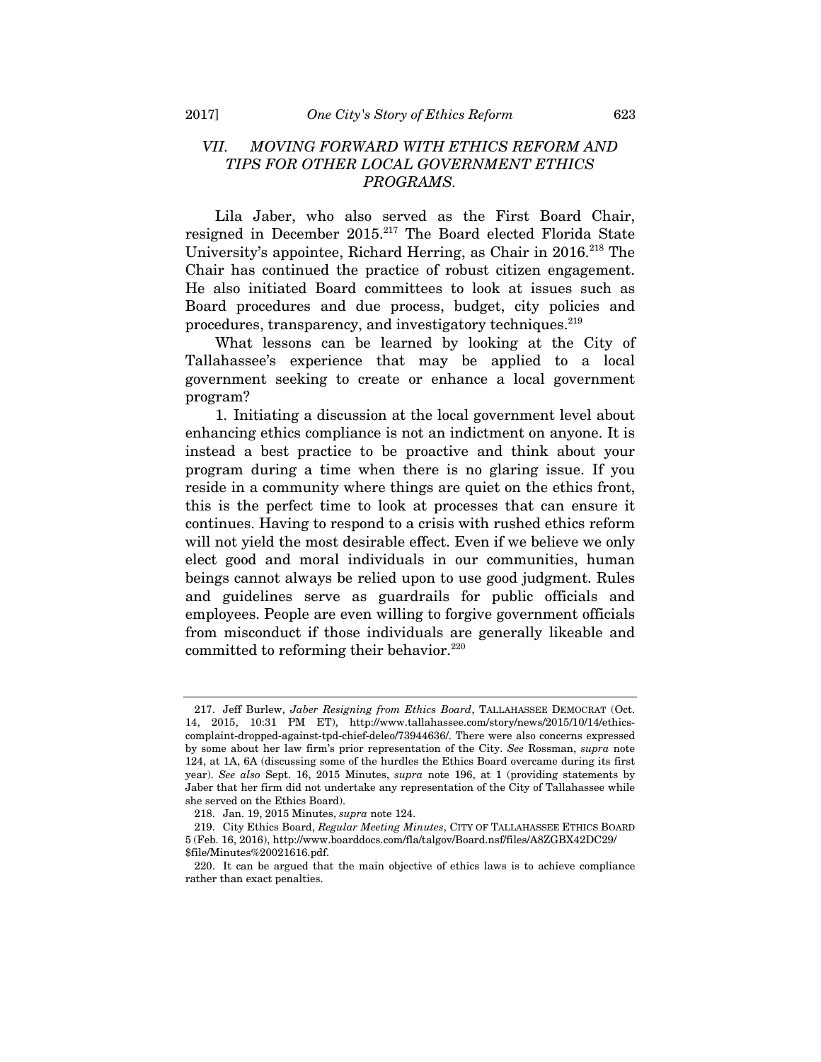## *VII. MOVING FORWARD WITH ETHICS REFORM AND TIPS FOR OTHER LOCAL GOVERNMENT ETHICS PROGRAMS.*

Lila Jaber, who also served as the First Board Chair, resigned in December 2015.[217] The Board elected Florida State University's appointee, Richard Herring, as Chair in 2016.[218] The Chair has continued the practice of robust citizen engagement. He also initiated Board committees to look at issues such as Board procedures and due process, budget, city policies and procedures, transparency, and investigatory techniques.[219]

What lessons can be learned by looking at the City of Tallahassee's experience that may be applied to a local government seeking to create or enhance a local government program?

1. Initiating a discussion at the local government level about enhancing ethics compliance is not an indictment on anyone. It is instead a best practice to be proactive and think about your program during a time when there is no glaring issue. If you reside in a community where things are quiet on the ethics front, this is the perfect time to look at processes that can ensure it continues. Having to respond to a crisis with rushed ethics reform will not yield the most desirable effect. Even if we believe we only elect good and moral individuals in our communities, human beings cannot always be relied upon to use good judgment. Rules and guidelines serve as guardrails for public officials and employees. People are even willing to forgive government officials from misconduct if those individuals are generally likeable and committed to reforming their behavior.[220]

---

217. Jeff Burlew, *Jaber Resigning from Ethics Board*, TALLAHASSEE DEMOCRAT (Oct. 14, 2015, 10:31 PM ET), http://www.tallahassee.com/story/news/2015/10/14/ethics-complaint-dropped-against-tpd-chief-deleo/73944636/. There were also concerns expressed by some about her law firm's prior representation of the City. *See* Rossman, *supra* note 124, at 1A, 6A (discussing some of the hurdles the Ethics Board overcame during its first year). *See also* Sept. 16, 2015 Minutes, *supra* note 196, at 1 (providing statements by Jaber that her firm did not undertake any representation of the City of Tallahassee while she served on the Ethics Board).

218. Jan. 19, 2015 Minutes, *supra* note 124.

219. City Ethics Board, *Regular Meeting Minutes*, CITY OF TALLAHASSEE ETHICS BOARD 5 (Feb. 16, 2016), http://www.boarddocs.com/fla/talgov/Board.nsf/files/A8ZGBX42DC29/$file/Minutes%20021616.pdf.

220. It can be argued that the main objective of ethics laws is to achieve compliance rather than exact penalties.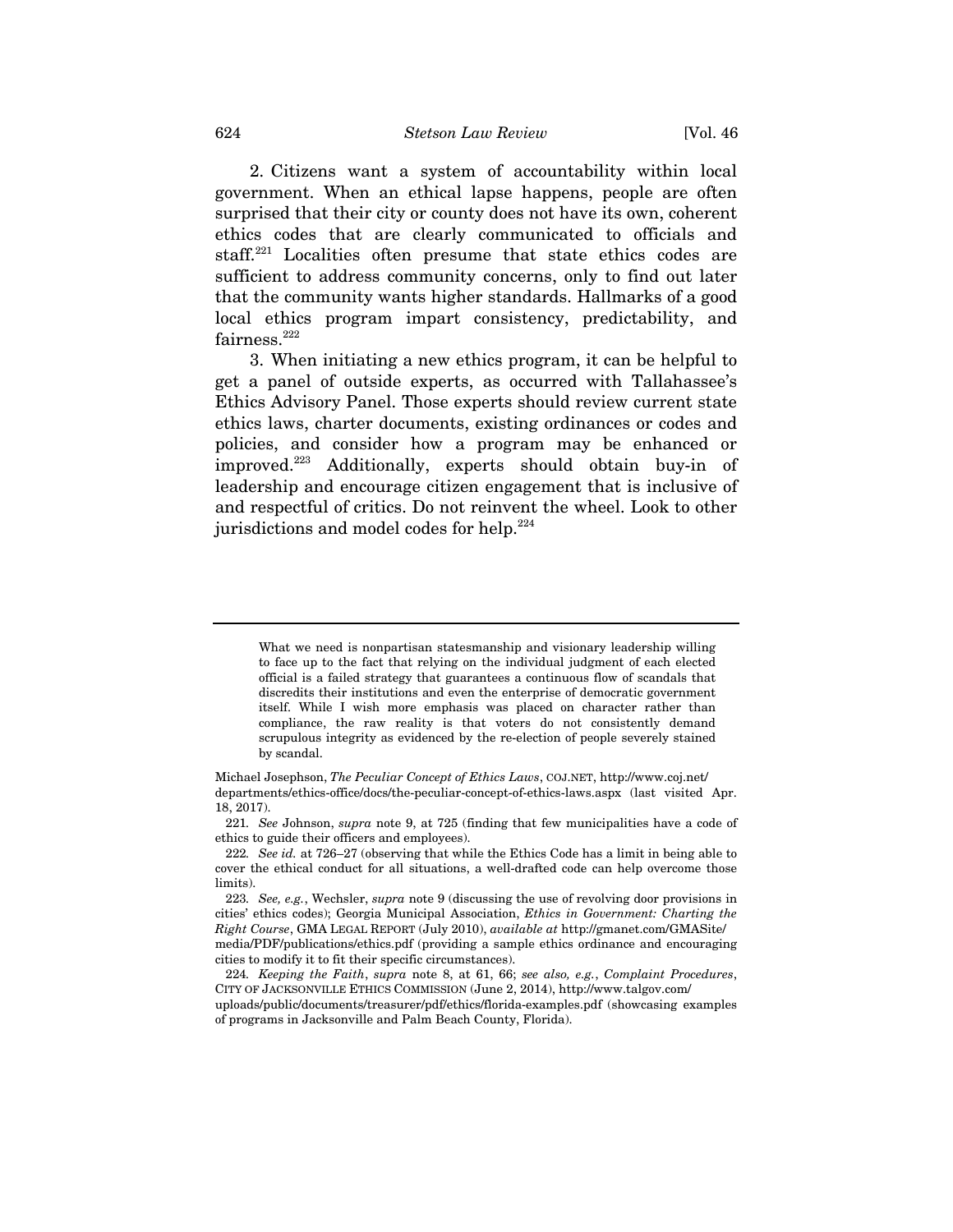2. Citizens want a system of accountability within local government. When an ethical lapse happens, people are often surprised that their city or county does not have its own, coherent ethics codes that are clearly communicated to officials and staff.[221] Localities often presume that state ethics codes are sufficient to address community concerns, only to find out later that the community wants higher standards. Hallmarks of a good local ethics program impart consistency, predictability, and fairness.[222]

3. When initiating a new ethics program, it can be helpful to get a panel of outside experts, as occurred with Tallahassee's Ethics Advisory Panel. Those experts should review current state ethics laws, charter documents, existing ordinances or codes and policies, and consider how a program may be enhanced or improved.[223] Additionally, experts should obtain buy-in of leadership and encourage citizen engagement that is inclusive of and respectful of critics. Do not reinvent the wheel. Look to other jurisdictions and model codes for help.[224]

---

> What we need is nonpartisan statesmanship and visionary leadership willing to face up to the fact that relying on the individual judgment of each elected official is a failed strategy that guarantees a continuous flow of scandals that discredits their institutions and even the enterprise of democratic government itself. While I wish more emphasis was placed on character rather than compliance, the raw reality is that voters do not consistently demand scrupulous integrity as evidenced by the re-election of people severely stained by scandal.

Michael Josephson, *The Peculiar Concept of Ethics Laws*, COJ.NET, http://www.coj.net/departments/ethics-office/docs/the-peculiar-concept-of-ethics-laws.aspx (last visited Apr. 18, 2017).

221. *See* Johnson, *supra* note 9, at 725 (finding that few municipalities have a code of ethics to guide their officers and employees).

222. *See id.* at 726–27 (observing that while the Ethics Code has a limit in being able to cover the ethical conduct for all situations, a well-drafted code can help overcome those limits).

223. *See, e.g.*, Wechsler, *supra* note 9 (discussing the use of revolving door provisions in cities' ethics codes); Georgia Municipal Association, *Ethics in Government: Charting the Right Course*, GMA LEGAL REPORT (July 2010), *available at* http://gmanet.com/GMASite/media/PDF/publications/ethics.pdf (providing a sample ethics ordinance and encouraging cities to modify it to fit their specific circumstances).

224. *Keeping the Faith*, *supra* note 8, at 61, 66; *see also, e.g.*, *Complaint Procedures*, CITY OF JACKSONVILLE ETHICS COMMISSION (June 2, 2014), http://www.talgov.com/uploads/public/documents/treasurer/pdf/ethics/florida-examples.pdf (showcasing examples of programs in Jacksonville and Palm Beach County, Florida).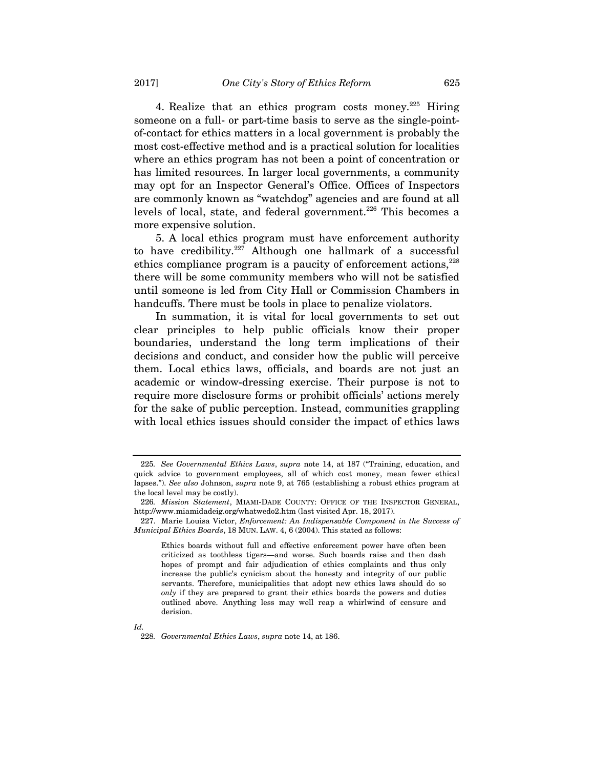4. Realize that an ethics program costs money.[225] Hiring someone on a full- or part-time basis to serve as the single-point-of-contact for ethics matters in a local government is probably the most cost-effective method and is a practical solution for localities where an ethics program has not been a point of concentration or has limited resources. In larger local governments, a community may opt for an Inspector General's Office. Offices of Inspectors are commonly known as "watchdog" agencies and are found at all levels of local, state, and federal government.[226] This becomes a more expensive solution.

5. A local ethics program must have enforcement authority to have credibility.[227] Although one hallmark of a successful ethics compliance program is a paucity of enforcement actions,[228] there will be some community members who will not be satisfied until someone is led from City Hall or Commission Chambers in handcuffs. There must be tools in place to penalize violators.

In summation, it is vital for local governments to set out clear principles to help public officials know their proper boundaries, understand the long term implications of their decisions and conduct, and consider how the public will perceive them. Local ethics laws, officials, and boards are not just an academic or window-dressing exercise. Their purpose is not to require more disclosure forms or prohibit officials' actions merely for the sake of public perception. Instead, communities grappling with local ethics issues should consider the impact of ethics laws

---

225. *See Governmental Ethics Laws*, *supra* note 14, at 187 ("Training, education, and quick advice to government employees, all of which cost money, mean fewer ethical lapses."). *See also* Johnson, *supra* note 9, at 765 (establishing a robust ethics program at the local level may be costly).

226. *Mission Statement*, MIAMI-DADE COUNTY: OFFICE OF THE INSPECTOR GENERAL, http://www.miamidadeig.org/whatwedo2.htm (last visited Apr. 18, 2017).

227. Marie Louisa Victor, *Enforcement: An Indispensable Component in the Success of Municipal Ethics Boards*, 18 MUN. LAW. 4, 6 (2004). This stated as follows:

> Ethics boards without full and effective enforcement power have often been criticized as toothless tigers—and worse. Such boards raise and then dash hopes of prompt and fair adjudication of ethics complaints and thus only increase the public's cynicism about the honesty and integrity of our public servants. Therefore, municipalities that adopt new ethics laws should do so *only* if they are prepared to grant their ethics boards the powers and duties outlined above. Anything less may well reap a whirlwind of censure and derision.

*Id.*

228. *Governmental Ethics Laws*, *supra* note 14, at 186.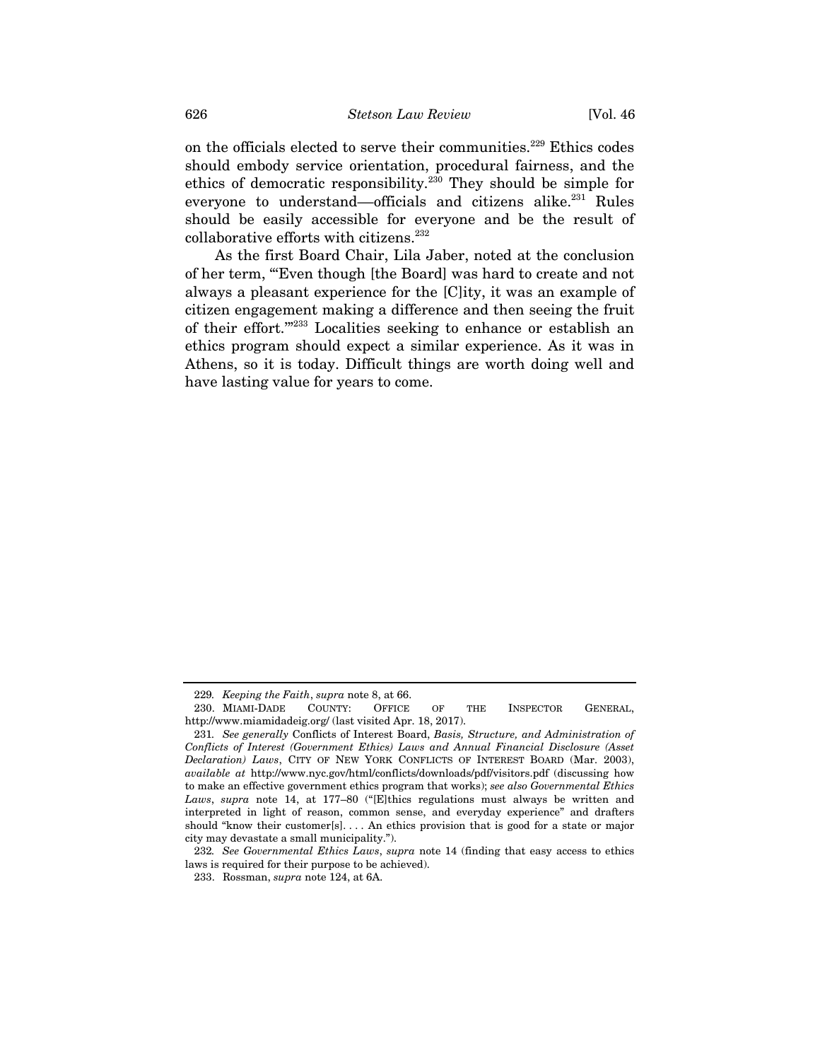on the officials elected to serve their communities.[229] Ethics codes should embody service orientation, procedural fairness, and the ethics of democratic responsibility.[230] They should be simple for everyone to understand—officials and citizens alike.[231] Rules should be easily accessible for everyone and be the result of collaborative efforts with citizens.[232]

As the first Board Chair, Lila Jaber, noted at the conclusion of her term, "'Even though [the Board] was hard to create and not always a pleasant experience for the [C]ity, it was an example of citizen engagement making a difference and then seeing the fruit of their effort.'"[233] Localities seeking to enhance or establish an ethics program should expect a similar experience. As it was in Athens, so it is today. Difficult things are worth doing well and have lasting value for years to come.

---

229. *Keeping the Faith*, *supra* note 8, at 66.

230. MIAMI-DADE COUNTY: OFFICE OF THE INSPECTOR GENERAL, http://www.miamidadeig.org/ (last visited Apr. 18, 2017).

231. *See generally* Conflicts of Interest Board, *Basis, Structure, and Administration of Conflicts of Interest (Government Ethics) Laws and Annual Financial Disclosure (Asset Declaration) Laws*, CITY OF NEW YORK CONFLICTS OF INTEREST BOARD (Mar. 2003), *available at* http://www.nyc.gov/html/conflicts/downloads/pdf/visitors.pdf (discussing how to make an effective government ethics program that works); *see also Governmental Ethics Laws*, *supra* note 14, at 177–80 ("[E]thics regulations must always be written and interpreted in light of reason, common sense, and everyday experience" and drafters should "know their customer[s]. . . . An ethics provision that is good for a state or major city may devastate a small municipality.").

232. *See Governmental Ethics Laws*, *supra* note 14 (finding that easy access to ethics laws is required for their purpose to be achieved).

233. Rossman, *supra* note 124, at 6A.